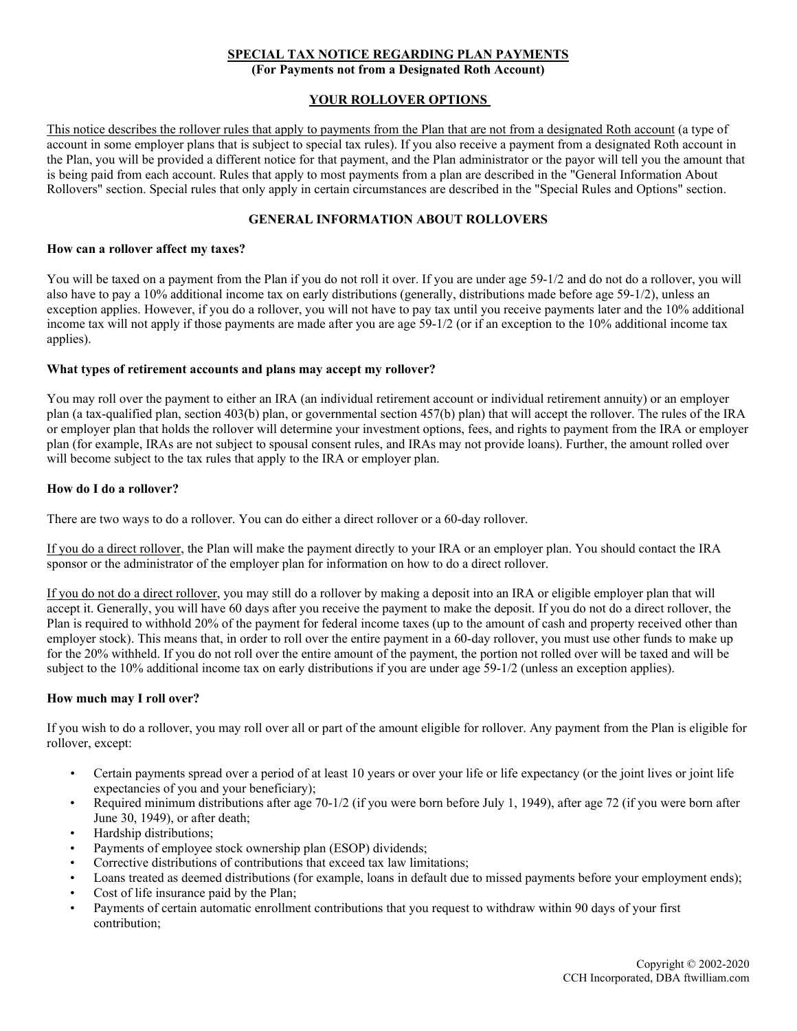# SPECIAL TAX NOTICE REGARDING PLAN PAYMENTS

**(For Payments not from a Designated Roth Account)**

## YOUR ROLLOVER OPTIONS

This notice describes the rollover rules that apply to payments from the Plan that are not from a designated Roth account (a type of account in some employer plans that is subject to special tax rules). If you also receive a payment from a designated Roth account in the Plan, you will be provided a different notice for that payment, and the Plan administrator or the payor will tell you the amount that is being paid from each account. Rules that apply to most payments from a plan are described in the "General Information About Rollovers" section. Special rules that only apply in certain circumstances are described in the "Special Rules and Options" section.

## GENERAL INFORMATION ABOUT ROLLOVERS

**How can a rollover affect my taxes?**

You will be taxed on a payment from the Plan if you do not roll it over. If you are under age 59-1/2 and do not do a rollover, you will also have to pay a 10% additional income tax on early distributions (generally, distributions made before age 59-1/2), unless an exception applies. However, if you do a rollover, you will not have to pay tax until you receive payments later and the 10% additional income tax will not apply if those payments are made after you are age 59-1/2 (or if an exception to the 10% additional income tax applies).

**What types of retirement accounts and plans may accept my rollover?**

You may roll over the payment to either an IRA (an individual retirement account or individual retirement annuity) or an employer plan (a tax-qualified plan, section 403(b) plan, or governmental section 457(b) plan) that will accept the rollover. The rules of the IRA or employer plan that holds the rollover will determine your investment options, fees, and rights to payment from the IRA or employer plan (for example, IRAs are not subject to spousal consent rules, and IRAs may not provide loans). Further, the amount rolled over will become subject to the tax rules that apply to the IRA or employer plan.

**How do I do a rollover?**

There are two ways to do a rollover. You can do either a direct rollover or a 60-day rollover.

If you do a direct rollover, the Plan will make the payment directly to your IRA or an employer plan. You should contact the IRA sponsor or the administrator of the employer plan for information on how to do a direct rollover.

If you do not do a direct rollover, you may still do a rollover by making a deposit into an IRA or eligible employer plan that will accept it. Generally, you will have 60 days after you receive the payment to make the deposit. If you do not do a direct rollover, the Plan is required to withhold 20% of the payment for federal income taxes (up to the amount of cash and property received other than employer stock). This means that, in order to roll over the entire payment in a 60-day rollover, you must use other funds to make up for the 20% withheld. If you do not roll over the entire amount of the payment, the portion not rolled over will be taxed and will be subject to the 10% additional income tax on early distributions if you are under age 59-1/2 (unless an exception applies).

**How much may I roll over?**

If you wish to do a rollover, you may roll over all or part of the amount eligible for rollover. Any payment from the Plan is eligible for rollover, except:

- Certain payments spread over a period of at least 10 years or over your life or life expectancy (or the joint lives or joint life expectancies of you and your beneficiary);
- Required minimum distributions after age 70-1/2 (if you were born before July 1, 1949), after age 72 (if you were born after June 30, 1949), or after death;
- Hardship distributions;
- Payments of employee stock ownership plan (ESOP) dividends;
- Corrective distributions of contributions that exceed tax law limitations;
- Loans treated as deemed distributions (for example, loans in default due to missed payments before your employment ends);
- Cost of life insurance paid by the Plan;
- Payments of certain automatic enrollment contributions that you request to withdraw within 90 days of your first contribution;

Copyright © 2002-2020
CCH Incorporated, DBA ftwilliam.com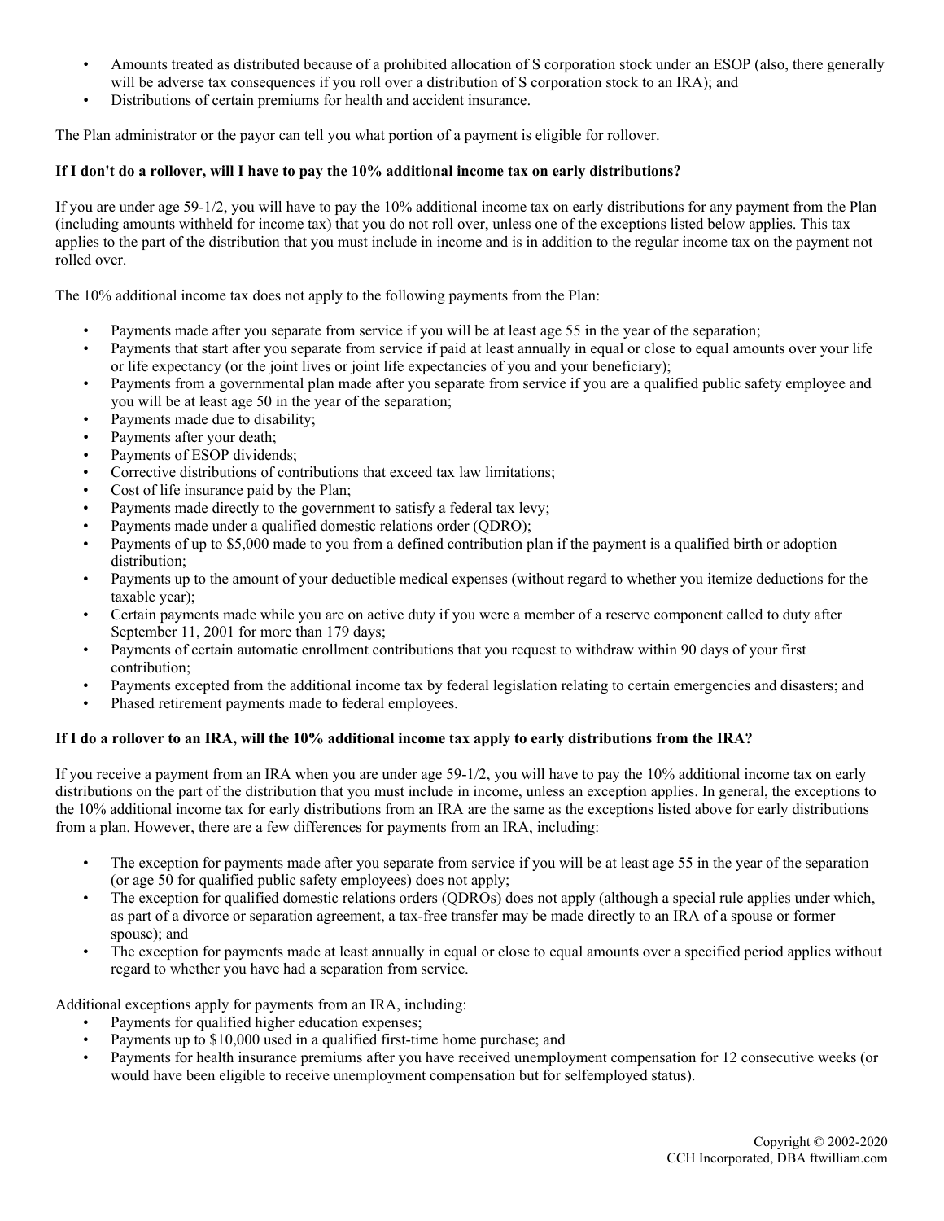- Amounts treated as distributed because of a prohibited allocation of S corporation stock under an ESOP (also, there generally will be adverse tax consequences if you roll over a distribution of S corporation stock to an IRA); and
- Distributions of certain premiums for health and accident insurance.

The Plan administrator or the payor can tell you what portion of a payment is eligible for rollover.

**If I don't do a rollover, will I have to pay the 10% additional income tax on early distributions?**

If you are under age 59-1/2, you will have to pay the 10% additional income tax on early distributions for any payment from the Plan (including amounts withheld for income tax) that you do not roll over, unless one of the exceptions listed below applies. This tax applies to the part of the distribution that you must include in income and is in addition to the regular income tax on the payment not rolled over.

The 10% additional income tax does not apply to the following payments from the Plan:

- Payments made after you separate from service if you will be at least age 55 in the year of the separation;
- Payments that start after you separate from service if paid at least annually in equal or close to equal amounts over your life or life expectancy (or the joint lives or joint life expectancies of you and your beneficiary);
- Payments from a governmental plan made after you separate from service if you are a qualified public safety employee and you will be at least age 50 in the year of the separation;
- Payments made due to disability;
- Payments after your death;
- Payments of ESOP dividends;
- Corrective distributions of contributions that exceed tax law limitations;
- Cost of life insurance paid by the Plan;
- Payments made directly to the government to satisfy a federal tax levy;
- Payments made under a qualified domestic relations order (QDRO);
- Payments of up to $5,000 made to you from a defined contribution plan if the payment is a qualified birth or adoption distribution;
- Payments up to the amount of your deductible medical expenses (without regard to whether you itemize deductions for the taxable year);
- Certain payments made while you are on active duty if you were a member of a reserve component called to duty after September 11, 2001 for more than 179 days;
- Payments of certain automatic enrollment contributions that you request to withdraw within 90 days of your first contribution;
- Payments excepted from the additional income tax by federal legislation relating to certain emergencies and disasters; and
- Phased retirement payments made to federal employees.

**If I do a rollover to an IRA, will the 10% additional income tax apply to early distributions from the IRA?**

If you receive a payment from an IRA when you are under age 59-1/2, you will have to pay the 10% additional income tax on early distributions on the part of the distribution that you must include in income, unless an exception applies. In general, the exceptions to the 10% additional income tax for early distributions from an IRA are the same as the exceptions listed above for early distributions from a plan. However, there are a few differences for payments from an IRA, including:

- The exception for payments made after you separate from service if you will be at least age 55 in the year of the separation (or age 50 for qualified public safety employees) does not apply;
- The exception for qualified domestic relations orders (QDROs) does not apply (although a special rule applies under which, as part of a divorce or separation agreement, a tax-free transfer may be made directly to an IRA of a spouse or former spouse); and
- The exception for payments made at least annually in equal or close to equal amounts over a specified period applies without regard to whether you have had a separation from service.

Additional exceptions apply for payments from an IRA, including:

- Payments for qualified higher education expenses;
- Payments up to $10,000 used in a qualified first-time home purchase; and
- Payments for health insurance premiums after you have received unemployment compensation for 12 consecutive weeks (or would have been eligible to receive unemployment compensation but for selfemployed status).

Copyright © 2002-2020
CCH Incorporated, DBA ftwilliam.com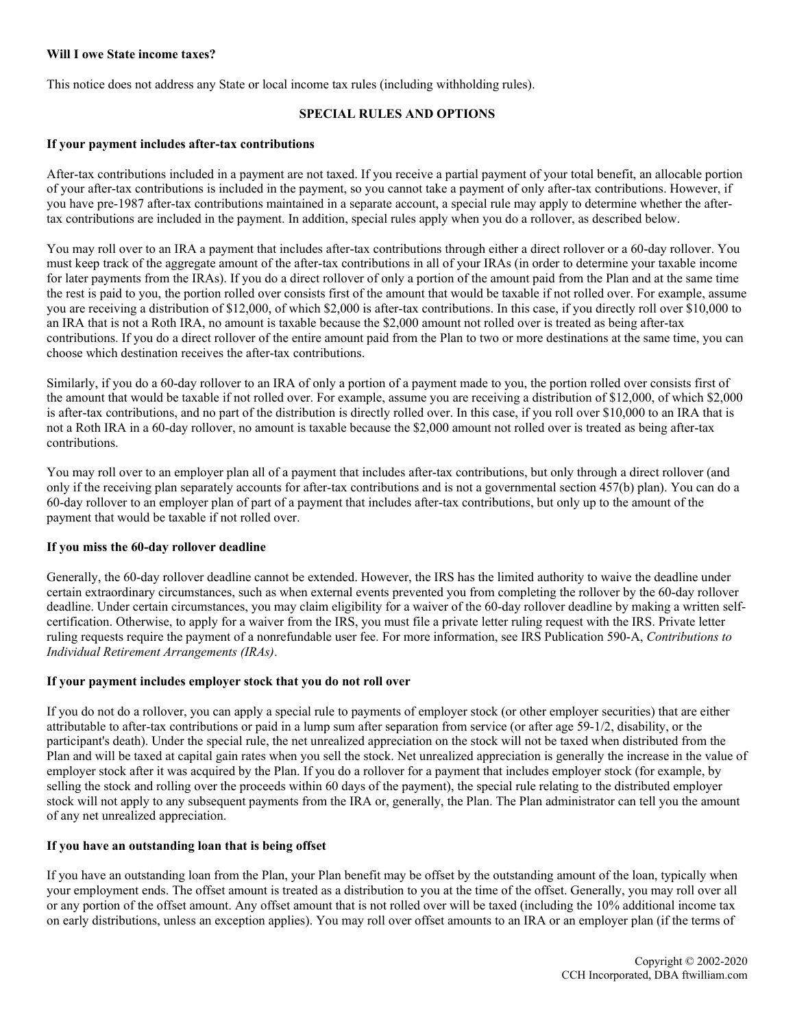**Will I owe State income taxes?**

This notice does not address any State or local income tax rules (including withholding rules).

## SPECIAL RULES AND OPTIONS

**If your payment includes after-tax contributions**

After-tax contributions included in a payment are not taxed. If you receive a partial payment of your total benefit, an allocable portion of your after-tax contributions is included in the payment, so you cannot take a payment of only after-tax contributions. However, if you have pre-1987 after-tax contributions maintained in a separate account, a special rule may apply to determine whether the after-tax contributions are included in the payment. In addition, special rules apply when you do a rollover, as described below.

You may roll over to an IRA a payment that includes after-tax contributions through either a direct rollover or a 60-day rollover. You must keep track of the aggregate amount of the after-tax contributions in all of your IRAs (in order to determine your taxable income for later payments from the IRAs). If you do a direct rollover of only a portion of the amount paid from the Plan and at the same time the rest is paid to you, the portion rolled over consists first of the amount that would be taxable if not rolled over. For example, assume you are receiving a distribution of $12,000, of which $2,000 is after-tax contributions. In this case, if you directly roll over $10,000 to an IRA that is not a Roth IRA, no amount is taxable because the $2,000 amount not rolled over is treated as being after-tax contributions. If you do a direct rollover of the entire amount paid from the Plan to two or more destinations at the same time, you can choose which destination receives the after-tax contributions.

Similarly, if you do a 60-day rollover to an IRA of only a portion of a payment made to you, the portion rolled over consists first of the amount that would be taxable if not rolled over. For example, assume you are receiving a distribution of $12,000, of which $2,000 is after-tax contributions, and no part of the distribution is directly rolled over. In this case, if you roll over $10,000 to an IRA that is not a Roth IRA in a 60-day rollover, no amount is taxable because the $2,000 amount not rolled over is treated as being after-tax contributions.

You may roll over to an employer plan all of a payment that includes after-tax contributions, but only through a direct rollover (and only if the receiving plan separately accounts for after-tax contributions and is not a governmental section 457(b) plan). You can do a 60-day rollover to an employer plan of part of a payment that includes after-tax contributions, but only up to the amount of the payment that would be taxable if not rolled over.

**If you miss the 60-day rollover deadline**

Generally, the 60-day rollover deadline cannot be extended. However, the IRS has the limited authority to waive the deadline under certain extraordinary circumstances, such as when external events prevented you from completing the rollover by the 60-day rollover deadline. Under certain circumstances, you may claim eligibility for a waiver of the 60-day rollover deadline by making a written self-certification. Otherwise, to apply for a waiver from the IRS, you must file a private letter ruling request with the IRS. Private letter ruling requests require the payment of a nonrefundable user fee. For more information, see IRS Publication 590-A, *Contributions to Individual Retirement Arrangements (IRAs)*.

**If your payment includes employer stock that you do not roll over**

If you do not do a rollover, you can apply a special rule to payments of employer stock (or other employer securities) that are either attributable to after-tax contributions or paid in a lump sum after separation from service (or after age 59-1/2, disability, or the participant's death). Under the special rule, the net unrealized appreciation on the stock will not be taxed when distributed from the Plan and will be taxed at capital gain rates when you sell the stock. Net unrealized appreciation is generally the increase in the value of employer stock after it was acquired by the Plan. If you do a rollover for a payment that includes employer stock (for example, by selling the stock and rolling over the proceeds within 60 days of the payment), the special rule relating to the distributed employer stock will not apply to any subsequent payments from the IRA or, generally, the Plan. The Plan administrator can tell you the amount of any net unrealized appreciation.

**If you have an outstanding loan that is being offset**

If you have an outstanding loan from the Plan, your Plan benefit may be offset by the outstanding amount of the loan, typically when your employment ends. The offset amount is treated as a distribution to you at the time of the offset. Generally, you may roll over all or any portion of the offset amount. Any offset amount that is not rolled over will be taxed (including the 10% additional income tax on early distributions, unless an exception applies). You may roll over offset amounts to an IRA or an employer plan (if the terms of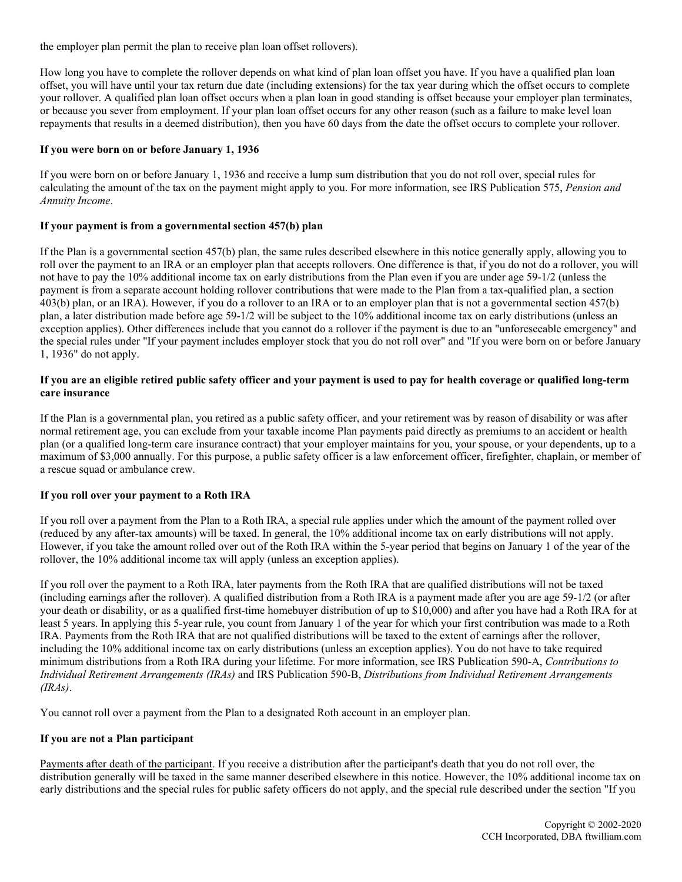the employer plan permit the plan to receive plan loan offset rollovers).

How long you have to complete the rollover depends on what kind of plan loan offset you have. If you have a qualified plan loan offset, you will have until your tax return due date (including extensions) for the tax year during which the offset occurs to complete your rollover. A qualified plan loan offset occurs when a plan loan in good standing is offset because your employer plan terminates, or because you sever from employment. If your plan loan offset occurs for any other reason (such as a failure to make level loan repayments that results in a deemed distribution), then you have 60 days from the date the offset occurs to complete your rollover.

**If you were born on or before January 1, 1936**

If you were born on or before January 1, 1936 and receive a lump sum distribution that you do not roll over, special rules for calculating the amount of the tax on the payment might apply to you. For more information, see IRS Publication 575, *Pension and Annuity Income*.

**If your payment is from a governmental section 457(b) plan**

If the Plan is a governmental section 457(b) plan, the same rules described elsewhere in this notice generally apply, allowing you to roll over the payment to an IRA or an employer plan that accepts rollovers. One difference is that, if you do not do a rollover, you will not have to pay the 10% additional income tax on early distributions from the Plan even if you are under age 59-1/2 (unless the payment is from a separate account holding rollover contributions that were made to the Plan from a tax-qualified plan, a section 403(b) plan, or an IRA). However, if you do a rollover to an IRA or to an employer plan that is not a governmental section 457(b) plan, a later distribution made before age 59-1/2 will be subject to the 10% additional income tax on early distributions (unless an exception applies). Other differences include that you cannot do a rollover if the payment is due to an "unforeseeable emergency" and the special rules under "If your payment includes employer stock that you do not roll over" and "If you were born on or before January 1, 1936" do not apply.

**If you are an eligible retired public safety officer and your payment is used to pay for health coverage or qualified long-term care insurance**

If the Plan is a governmental plan, you retired as a public safety officer, and your retirement was by reason of disability or was after normal retirement age, you can exclude from your taxable income Plan payments paid directly as premiums to an accident or health plan (or a qualified long-term care insurance contract) that your employer maintains for you, your spouse, or your dependents, up to a maximum of $3,000 annually. For this purpose, a public safety officer is a law enforcement officer, firefighter, chaplain, or member of a rescue squad or ambulance crew.

**If you roll over your payment to a Roth IRA**

If you roll over a payment from the Plan to a Roth IRA, a special rule applies under which the amount of the payment rolled over (reduced by any after-tax amounts) will be taxed. In general, the 10% additional income tax on early distributions will not apply. However, if you take the amount rolled over out of the Roth IRA within the 5-year period that begins on January 1 of the year of the rollover, the 10% additional income tax will apply (unless an exception applies).

If you roll over the payment to a Roth IRA, later payments from the Roth IRA that are qualified distributions will not be taxed (including earnings after the rollover). A qualified distribution from a Roth IRA is a payment made after you are age 59-1/2 (or after your death or disability, or as a qualified first-time homebuyer distribution of up to $10,000) and after you have had a Roth IRA for at least 5 years. In applying this 5-year rule, you count from January 1 of the year for which your first contribution was made to a Roth IRA. Payments from the Roth IRA that are not qualified distributions will be taxed to the extent of earnings after the rollover, including the 10% additional income tax on early distributions (unless an exception applies). You do not have to take required minimum distributions from a Roth IRA during your lifetime. For more information, see IRS Publication 590-A, *Contributions to Individual Retirement Arrangements (IRAs)* and IRS Publication 590-B, *Distributions from Individual Retirement Arrangements (IRAs)*.

You cannot roll over a payment from the Plan to a designated Roth account in an employer plan.

**If you are not a Plan participant**

Payments after death of the participant. If you receive a distribution after the participant's death that you do not roll over, the distribution generally will be taxed in the same manner described elsewhere in this notice. However, the 10% additional income tax on early distributions and the special rules for public safety officers do not apply, and the special rule described under the section "If you

Copyright © 2002-2020
CCH Incorporated, DBA ftwilliam.com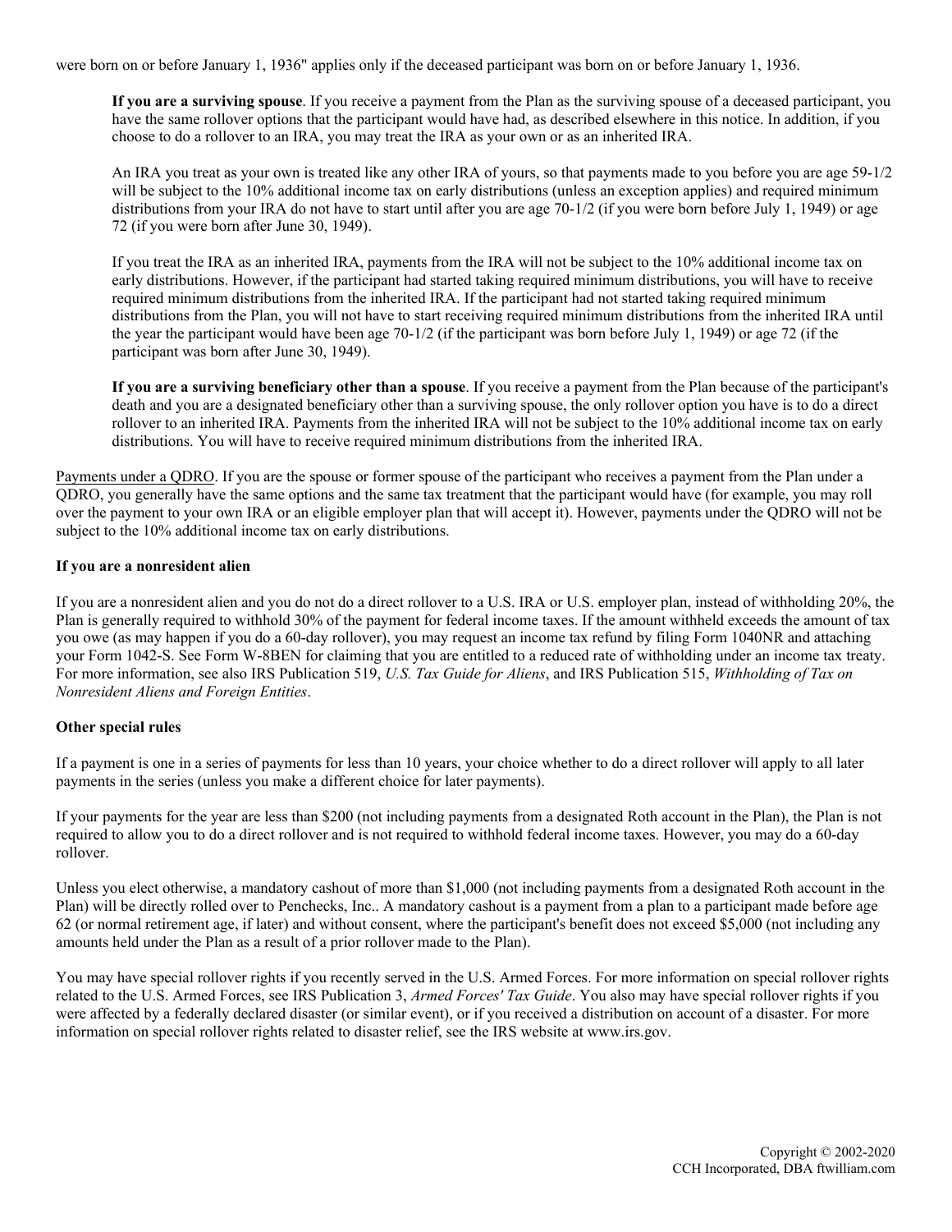were born on or before January 1, 1936" applies only if the deceased participant was born on or before January 1, 1936.

**If you are a surviving spouse**. If you receive a payment from the Plan as the surviving spouse of a deceased participant, you have the same rollover options that the participant would have had, as described elsewhere in this notice. In addition, if you choose to do a rollover to an IRA, you may treat the IRA as your own or as an inherited IRA.

An IRA you treat as your own is treated like any other IRA of yours, so that payments made to you before you are age 59-1/2 will be subject to the 10% additional income tax on early distributions (unless an exception applies) and required minimum distributions from your IRA do not have to start until after you are age 70-1/2 (if you were born before July 1, 1949) or age 72 (if you were born after June 30, 1949).

If you treat the IRA as an inherited IRA, payments from the IRA will not be subject to the 10% additional income tax on early distributions. However, if the participant had started taking required minimum distributions, you will have to receive required minimum distributions from the inherited IRA. If the participant had not started taking required minimum distributions from the Plan, you will not have to start receiving required minimum distributions from the inherited IRA until the year the participant would have been age 70-1/2 (if the participant was born before July 1, 1949) or age 72 (if the participant was born after June 30, 1949).

**If you are a surviving beneficiary other than a spouse**. If you receive a payment from the Plan because of the participant's death and you are a designated beneficiary other than a surviving spouse, the only rollover option you have is to do a direct rollover to an inherited IRA. Payments from the inherited IRA will not be subject to the 10% additional income tax on early distributions. You will have to receive required minimum distributions from the inherited IRA.

Payments under a QDRO. If you are the spouse or former spouse of the participant who receives a payment from the Plan under a QDRO, you generally have the same options and the same tax treatment that the participant would have (for example, you may roll over the payment to your own IRA or an eligible employer plan that will accept it). However, payments under the QDRO will not be subject to the 10% additional income tax on early distributions.

**If you are a nonresident alien**

If you are a nonresident alien and you do not do a direct rollover to a U.S. IRA or U.S. employer plan, instead of withholding 20%, the Plan is generally required to withhold 30% of the payment for federal income taxes. If the amount withheld exceeds the amount of tax you owe (as may happen if you do a 60-day rollover), you may request an income tax refund by filing Form 1040NR and attaching your Form 1042-S. See Form W-8BEN for claiming that you are entitled to a reduced rate of withholding under an income tax treaty. For more information, see also IRS Publication 519, *U.S. Tax Guide for Aliens*, and IRS Publication 515, *Withholding of Tax on Nonresident Aliens and Foreign Entities*.

**Other special rules**

If a payment is one in a series of payments for less than 10 years, your choice whether to do a direct rollover will apply to all later payments in the series (unless you make a different choice for later payments).

If your payments for the year are less than $200 (not including payments from a designated Roth account in the Plan), the Plan is not required to allow you to do a direct rollover and is not required to withhold federal income taxes. However, you may do a 60-day rollover.

Unless you elect otherwise, a mandatory cashout of more than $1,000 (not including payments from a designated Roth account in the Plan) will be directly rolled over to Penchecks, Inc.. A mandatory cashout is a payment from a plan to a participant made before age 62 (or normal retirement age, if later) and without consent, where the participant's benefit does not exceed $5,000 (not including any amounts held under the Plan as a result of a prior rollover made to the Plan).

You may have special rollover rights if you recently served in the U.S. Armed Forces. For more information on special rollover rights related to the U.S. Armed Forces, see IRS Publication 3, *Armed Forces' Tax Guide*. You also may have special rollover rights if you were affected by a federally declared disaster (or similar event), or if you received a distribution on account of a disaster. For more information on special rollover rights related to disaster relief, see the IRS website at www.irs.gov.

Copyright © 2002-2020
CCH Incorporated, DBA ftwilliam.com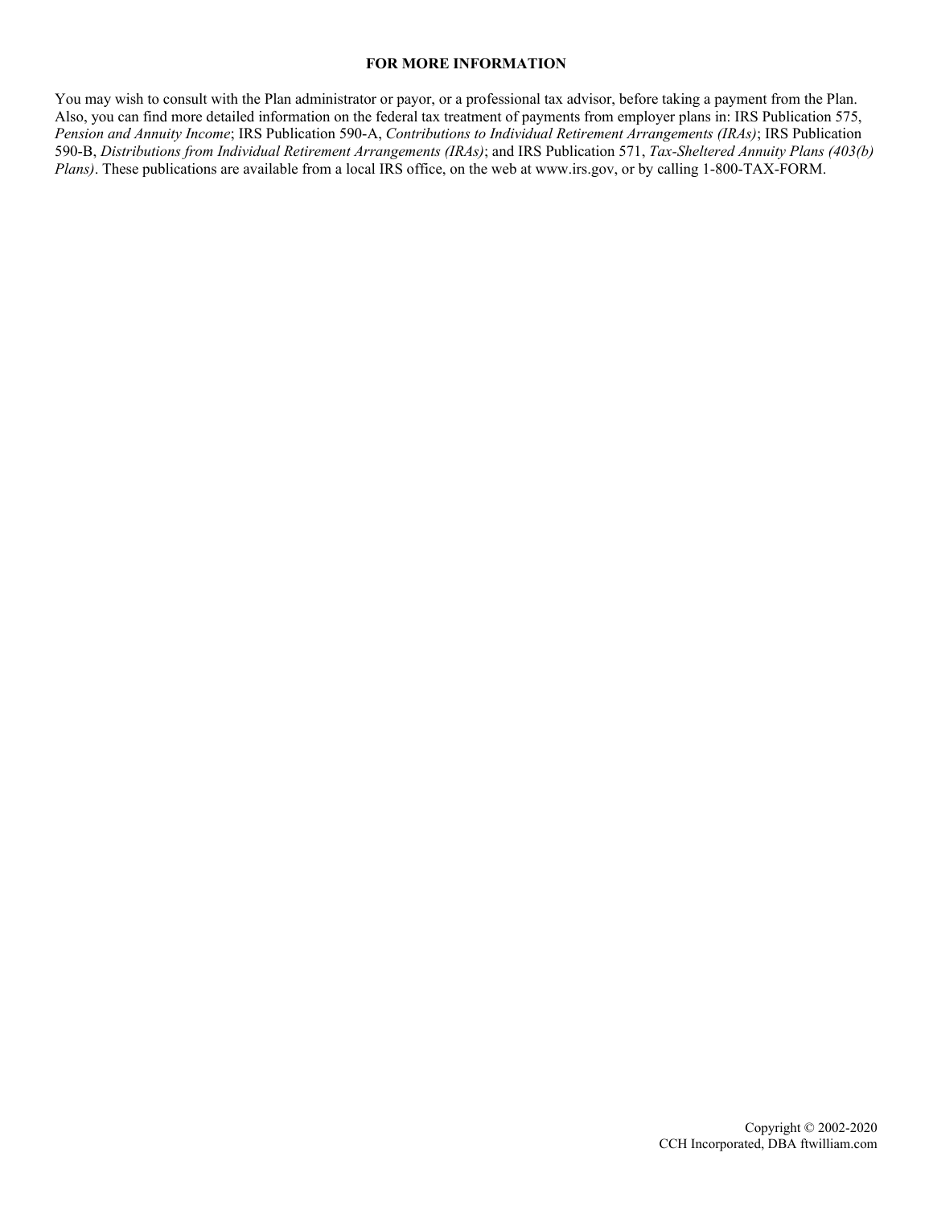## FOR MORE INFORMATION

You may wish to consult with the Plan administrator or payor, or a professional tax advisor, before taking a payment from the Plan. Also, you can find more detailed information on the federal tax treatment of payments from employer plans in: IRS Publication 575, *Pension and Annuity Income*; IRS Publication 590-A, *Contributions to Individual Retirement Arrangements (IRAs)*; IRS Publication 590-B, *Distributions from Individual Retirement Arrangements (IRAs)*; and IRS Publication 571, *Tax-Sheltered Annuity Plans (403(b) Plans)*. These publications are available from a local IRS office, on the web at www.irs.gov, or by calling 1-800-TAX-FORM.

Copyright © 2002-2020
CCH Incorporated, DBA ftwilliam.com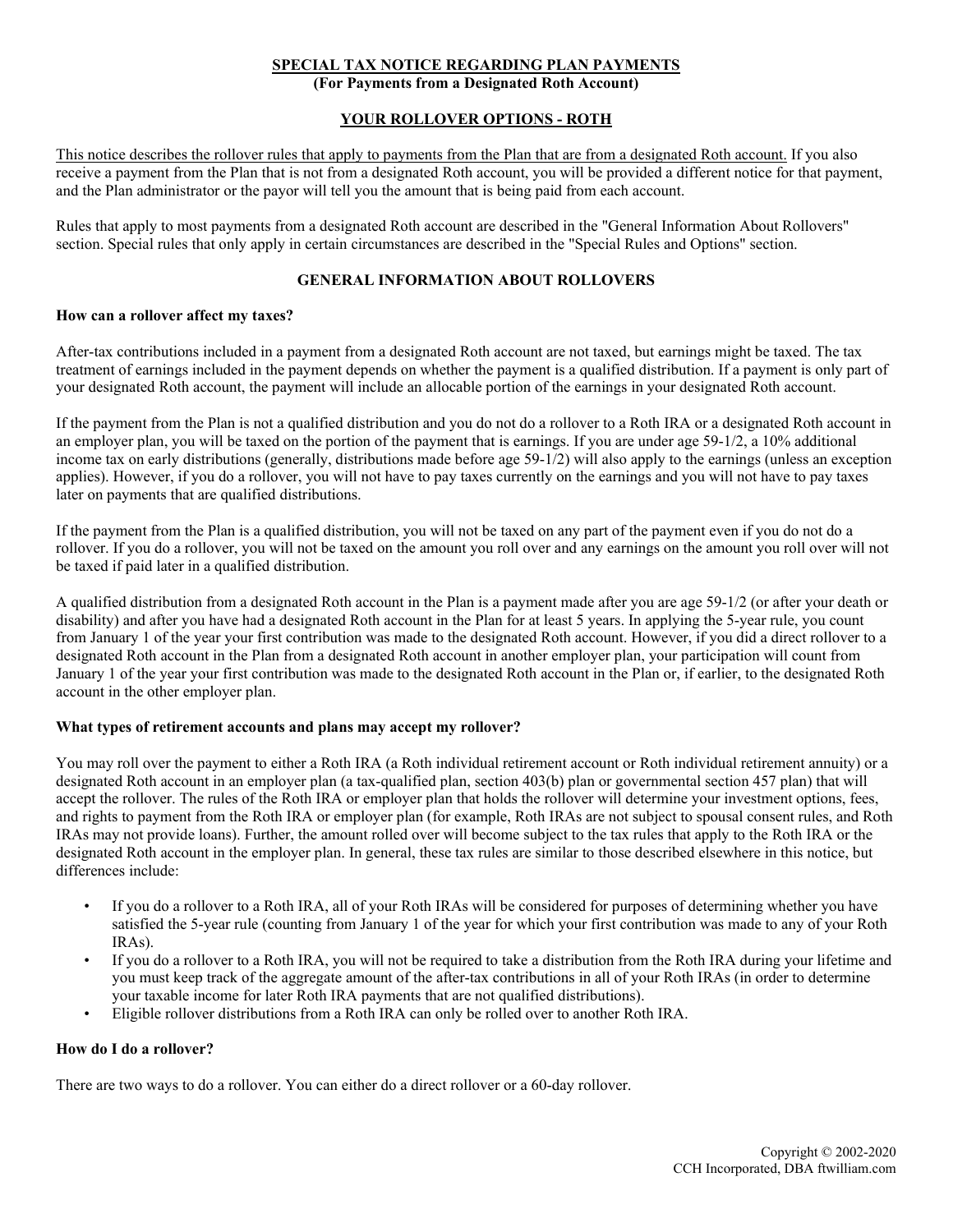**SPECIAL TAX NOTICE REGARDING PLAN PAYMENTS**
**(For Payments from a Designated Roth Account)**

## YOUR ROLLOVER OPTIONS - ROTH

This notice describes the rollover rules that apply to payments from the Plan that are from a designated Roth account. If you also receive a payment from the Plan that is not from a designated Roth account, you will be provided a different notice for that payment, and the Plan administrator or the payor will tell you the amount that is being paid from each account.

Rules that apply to most payments from a designated Roth account are described in the "General Information About Rollovers" section. Special rules that only apply in certain circumstances are described in the "Special Rules and Options" section.

## GENERAL INFORMATION ABOUT ROLLOVERS

### How can a rollover affect my taxes?

After-tax contributions included in a payment from a designated Roth account are not taxed, but earnings might be taxed. The tax treatment of earnings included in the payment depends on whether the payment is a qualified distribution. If a payment is only part of your designated Roth account, the payment will include an allocable portion of the earnings in your designated Roth account.

If the payment from the Plan is not a qualified distribution and you do not do a rollover to a Roth IRA or a designated Roth account in an employer plan, you will be taxed on the portion of the payment that is earnings. If you are under age 59-1/2, a 10% additional income tax on early distributions (generally, distributions made before age 59-1/2) will also apply to the earnings (unless an exception applies). However, if you do a rollover, you will not have to pay taxes currently on the earnings and you will not have to pay taxes later on payments that are qualified distributions.

If the payment from the Plan is a qualified distribution, you will not be taxed on any part of the payment even if you do not do a rollover. If you do a rollover, you will not be taxed on the amount you roll over and any earnings on the amount you roll over will not be taxed if paid later in a qualified distribution.

A qualified distribution from a designated Roth account in the Plan is a payment made after you are age 59-1/2 (or after your death or disability) and after you have had a designated Roth account in the Plan for at least 5 years. In applying the 5-year rule, you count from January 1 of the year your first contribution was made to the designated Roth account. However, if you did a direct rollover to a designated Roth account in the Plan from a designated Roth account in another employer plan, your participation will count from January 1 of the year your first contribution was made to the designated Roth account in the Plan or, if earlier, to the designated Roth account in the other employer plan.

### What types of retirement accounts and plans may accept my rollover?

You may roll over the payment to either a Roth IRA (a Roth individual retirement account or Roth individual retirement annuity) or a designated Roth account in an employer plan (a tax-qualified plan, section 403(b) plan or governmental section 457 plan) that will accept the rollover. The rules of the Roth IRA or employer plan that holds the rollover will determine your investment options, fees, and rights to payment from the Roth IRA or employer plan (for example, Roth IRAs are not subject to spousal consent rules, and Roth IRAs may not provide loans). Further, the amount rolled over will become subject to the tax rules that apply to the Roth IRA or the designated Roth account in the employer plan. In general, these tax rules are similar to those described elsewhere in this notice, but differences include:

- If you do a rollover to a Roth IRA, all of your Roth IRAs will be considered for purposes of determining whether you have satisfied the 5-year rule (counting from January 1 of the year for which your first contribution was made to any of your Roth IRAs).
- If you do a rollover to a Roth IRA, you will not be required to take a distribution from the Roth IRA during your lifetime and you must keep track of the aggregate amount of the after-tax contributions in all of your Roth IRAs (in order to determine your taxable income for later Roth IRA payments that are not qualified distributions).
- Eligible rollover distributions from a Roth IRA can only be rolled over to another Roth IRA.

### How do I do a rollover?

There are two ways to do a rollover. You can either do a direct rollover or a 60-day rollover.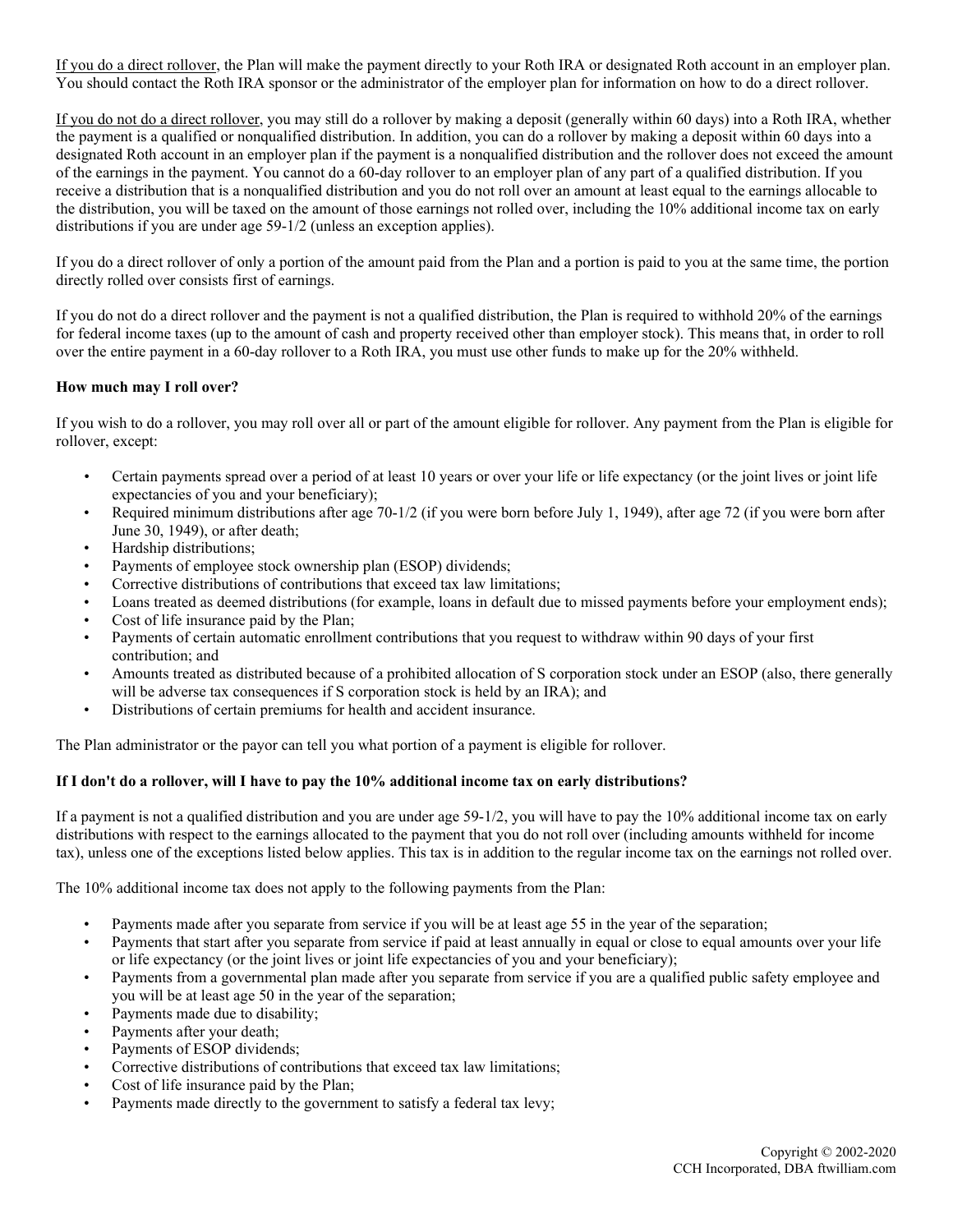If you do a direct rollover, the Plan will make the payment directly to your Roth IRA or designated Roth account in an employer plan. You should contact the Roth IRA sponsor or the administrator of the employer plan for information on how to do a direct rollover.

If you do not do a direct rollover, you may still do a rollover by making a deposit (generally within 60 days) into a Roth IRA, whether the payment is a qualified or nonqualified distribution. In addition, you can do a rollover by making a deposit within 60 days into a designated Roth account in an employer plan if the payment is a nonqualified distribution and the rollover does not exceed the amount of the earnings in the payment. You cannot do a 60-day rollover to an employer plan of any part of a qualified distribution. If you receive a distribution that is a nonqualified distribution and you do not roll over an amount at least equal to the earnings allocable to the distribution, you will be taxed on the amount of those earnings not rolled over, including the 10% additional income tax on early distributions if you are under age 59-1/2 (unless an exception applies).

If you do a direct rollover of only a portion of the amount paid from the Plan and a portion is paid to you at the same time, the portion directly rolled over consists first of earnings.

If you do not do a direct rollover and the payment is not a qualified distribution, the Plan is required to withhold 20% of the earnings for federal income taxes (up to the amount of cash and property received other than employer stock). This means that, in order to roll over the entire payment in a 60-day rollover to a Roth IRA, you must use other funds to make up for the 20% withheld.

**How much may I roll over?**

If you wish to do a rollover, you may roll over all or part of the amount eligible for rollover. Any payment from the Plan is eligible for rollover, except:

- Certain payments spread over a period of at least 10 years or over your life or life expectancy (or the joint lives or joint life expectancies of you and your beneficiary);
- Required minimum distributions after age 70-1/2 (if you were born before July 1, 1949), after age 72 (if you were born after June 30, 1949), or after death;
- Hardship distributions;
- Payments of employee stock ownership plan (ESOP) dividends;
- Corrective distributions of contributions that exceed tax law limitations;
- Loans treated as deemed distributions (for example, loans in default due to missed payments before your employment ends);
- Cost of life insurance paid by the Plan;
- Payments of certain automatic enrollment contributions that you request to withdraw within 90 days of your first contribution; and
- Amounts treated as distributed because of a prohibited allocation of S corporation stock under an ESOP (also, there generally will be adverse tax consequences if S corporation stock is held by an IRA); and
- Distributions of certain premiums for health and accident insurance.

The Plan administrator or the payor can tell you what portion of a payment is eligible for rollover.

**If I don't do a rollover, will I have to pay the 10% additional income tax on early distributions?**

If a payment is not a qualified distribution and you are under age 59-1/2, you will have to pay the 10% additional income tax on early distributions with respect to the earnings allocated to the payment that you do not roll over (including amounts withheld for income tax), unless one of the exceptions listed below applies. This tax is in addition to the regular income tax on the earnings not rolled over.

The 10% additional income tax does not apply to the following payments from the Plan:

- Payments made after you separate from service if you will be at least age 55 in the year of the separation;
- Payments that start after you separate from service if paid at least annually in equal or close to equal amounts over your life or life expectancy (or the joint lives or joint life expectancies of you and your beneficiary);
- Payments from a governmental plan made after you separate from service if you are a qualified public safety employee and you will be at least age 50 in the year of the separation;
- Payments made due to disability;
- Payments after your death;
- Payments of ESOP dividends;
- Corrective distributions of contributions that exceed tax law limitations;
- Cost of life insurance paid by the Plan;
- Payments made directly to the government to satisfy a federal tax levy;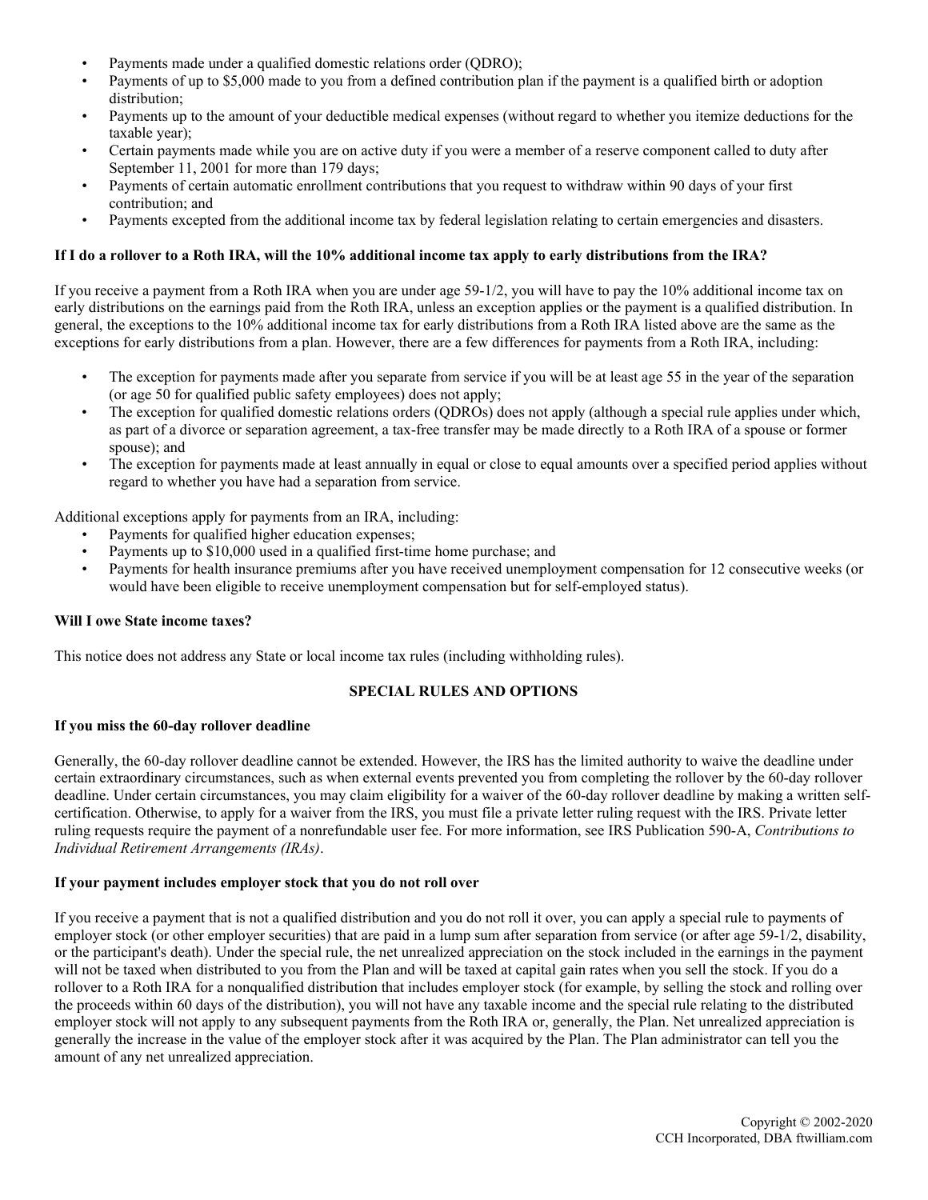- Payments made under a qualified domestic relations order (QDRO);
- Payments of up to $5,000 made to you from a defined contribution plan if the payment is a qualified birth or adoption distribution;
- Payments up to the amount of your deductible medical expenses (without regard to whether you itemize deductions for the taxable year);
- Certain payments made while you are on active duty if you were a member of a reserve component called to duty after September 11, 2001 for more than 179 days;
- Payments of certain automatic enrollment contributions that you request to withdraw within 90 days of your first contribution; and
- Payments excepted from the additional income tax by federal legislation relating to certain emergencies and disasters.

**If I do a rollover to a Roth IRA, will the 10% additional income tax apply to early distributions from the IRA?**

If you receive a payment from a Roth IRA when you are under age 59-1/2, you will have to pay the 10% additional income tax on early distributions on the earnings paid from the Roth IRA, unless an exception applies or the payment is a qualified distribution. In general, the exceptions to the 10% additional income tax for early distributions from a Roth IRA listed above are the same as the exceptions for early distributions from a plan. However, there are a few differences for payments from a Roth IRA, including:

- The exception for payments made after you separate from service if you will be at least age 55 in the year of the separation (or age 50 for qualified public safety employees) does not apply;
- The exception for qualified domestic relations orders (QDROs) does not apply (although a special rule applies under which, as part of a divorce or separation agreement, a tax-free transfer may be made directly to a Roth IRA of a spouse or former spouse); and
- The exception for payments made at least annually in equal or close to equal amounts over a specified period applies without regard to whether you have had a separation from service.

Additional exceptions apply for payments from an IRA, including:

- Payments for qualified higher education expenses;
- Payments up to $10,000 used in a qualified first-time home purchase; and
- Payments for health insurance premiums after you have received unemployment compensation for 12 consecutive weeks (or would have been eligible to receive unemployment compensation but for self-employed status).

**Will I owe State income taxes?**

This notice does not address any State or local income tax rules (including withholding rules).

## SPECIAL RULES AND OPTIONS

**If you miss the 60-day rollover deadline**

Generally, the 60-day rollover deadline cannot be extended. However, the IRS has the limited authority to waive the deadline under certain extraordinary circumstances, such as when external events prevented you from completing the rollover by the 60-day rollover deadline. Under certain circumstances, you may claim eligibility for a waiver of the 60-day rollover deadline by making a written self-certification. Otherwise, to apply for a waiver from the IRS, you must file a private letter ruling request with the IRS. Private letter ruling requests require the payment of a nonrefundable user fee. For more information, see IRS Publication 590-A, *Contributions to Individual Retirement Arrangements (IRAs)*.

**If your payment includes employer stock that you do not roll over**

If you receive a payment that is not a qualified distribution and you do not roll it over, you can apply a special rule to payments of employer stock (or other employer securities) that are paid in a lump sum after separation from service (or after age 59-1/2, disability, or the participant's death). Under the special rule, the net unrealized appreciation on the stock included in the earnings in the payment will not be taxed when distributed to you from the Plan and will be taxed at capital gain rates when you sell the stock. If you do a rollover to a Roth IRA for a nonqualified distribution that includes employer stock (for example, by selling the stock and rolling over the proceeds within 60 days of the distribution), you will not have any taxable income and the special rule relating to the distributed employer stock will not apply to any subsequent payments from the Roth IRA or, generally, the Plan. Net unrealized appreciation is generally the increase in the value of the employer stock after it was acquired by the Plan. The Plan administrator can tell you the amount of any net unrealized appreciation.

Copyright © 2002-2020
CCH Incorporated, DBA ftwilliam.com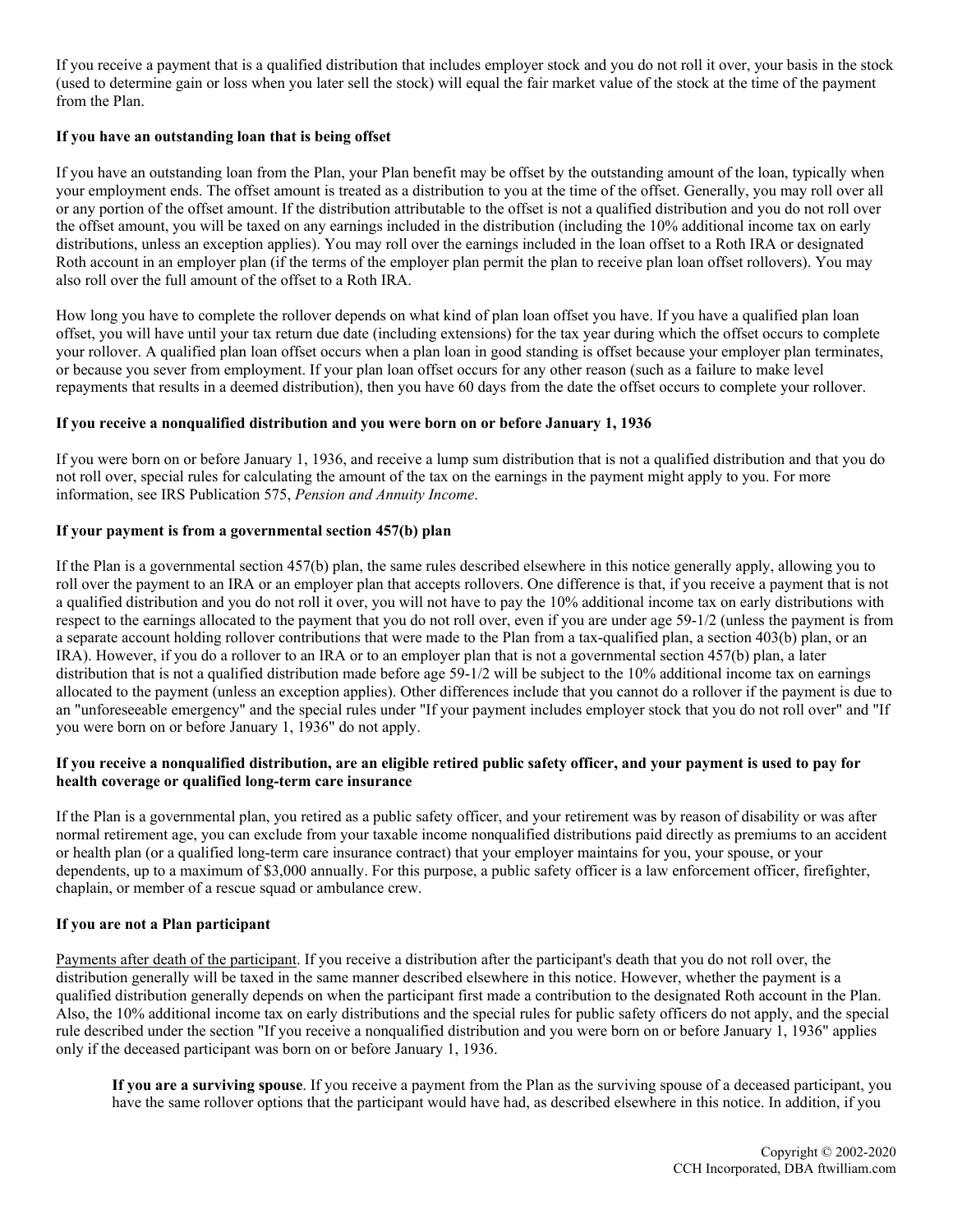If you receive a payment that is a qualified distribution that includes employer stock and you do not roll it over, your basis in the stock (used to determine gain or loss when you later sell the stock) will equal the fair market value of the stock at the time of the payment from the Plan.

**If you have an outstanding loan that is being offset**

If you have an outstanding loan from the Plan, your Plan benefit may be offset by the outstanding amount of the loan, typically when your employment ends. The offset amount is treated as a distribution to you at the time of the offset. Generally, you may roll over all or any portion of the offset amount. If the distribution attributable to the offset is not a qualified distribution and you do not roll over the offset amount, you will be taxed on any earnings included in the distribution (including the 10% additional income tax on early distributions, unless an exception applies). You may roll over the earnings included in the loan offset to a Roth IRA or designated Roth account in an employer plan (if the terms of the employer plan permit the plan to receive plan loan offset rollovers). You may also roll over the full amount of the offset to a Roth IRA.

How long you have to complete the rollover depends on what kind of plan loan offset you have. If you have a qualified plan loan offset, you will have until your tax return due date (including extensions) for the tax year during which the offset occurs to complete your rollover. A qualified plan loan offset occurs when a plan loan in good standing is offset because your employer plan terminates, or because you sever from employment. If your plan loan offset occurs for any other reason (such as a failure to make level repayments that results in a deemed distribution), then you have 60 days from the date the offset occurs to complete your rollover.

**If you receive a nonqualified distribution and you were born on or before January 1, 1936**

If you were born on or before January 1, 1936, and receive a lump sum distribution that is not a qualified distribution and that you do not roll over, special rules for calculating the amount of the tax on the earnings in the payment might apply to you. For more information, see IRS Publication 575, *Pension and Annuity Income*.

**If your payment is from a governmental section 457(b) plan**

If the Plan is a governmental section 457(b) plan, the same rules described elsewhere in this notice generally apply, allowing you to roll over the payment to an IRA or an employer plan that accepts rollovers. One difference is that, if you receive a payment that is not a qualified distribution and you do not roll it over, you will not have to pay the 10% additional income tax on early distributions with respect to the earnings allocated to the payment that you do not roll over, even if you are under age 59-1/2 (unless the payment is from a separate account holding rollover contributions that were made to the Plan from a tax-qualified plan, a section 403(b) plan, or an IRA). However, if you do a rollover to an IRA or to an employer plan that is not a governmental section 457(b) plan, a later distribution that is not a qualified distribution made before age 59-1/2 will be subject to the 10% additional income tax on earnings allocated to the payment (unless an exception applies). Other differences include that you cannot do a rollover if the payment is due to an "unforeseeable emergency" and the special rules under "If your payment includes employer stock that you do not roll over" and "If you were born on or before January 1, 1936" do not apply.

**If you receive a nonqualified distribution, are an eligible retired public safety officer, and your payment is used to pay for health coverage or qualified long-term care insurance**

If the Plan is a governmental plan, you retired as a public safety officer, and your retirement was by reason of disability or was after normal retirement age, you can exclude from your taxable income nonqualified distributions paid directly as premiums to an accident or health plan (or a qualified long-term care insurance contract) that your employer maintains for you, your spouse, or your dependents, up to a maximum of $3,000 annually. For this purpose, a public safety officer is a law enforcement officer, firefighter, chaplain, or member of a rescue squad or ambulance crew.

**If you are not a Plan participant**

<u>Payments after death of the participant</u>. If you receive a distribution after the participant's death that you do not roll over, the distribution generally will be taxed in the same manner described elsewhere in this notice. However, whether the payment is a qualified distribution generally depends on when the participant first made a contribution to the designated Roth account in the Plan. Also, the 10% additional income tax on early distributions and the special rules for public safety officers do not apply, and the special rule described under the section "If you receive a nonqualified distribution and you were born on or before January 1, 1936" applies only if the deceased participant was born on or before January 1, 1936.

**If you are a surviving spouse**. If you receive a payment from the Plan as the surviving spouse of a deceased participant, you have the same rollover options that the participant would have had, as described elsewhere in this notice. In addition, if you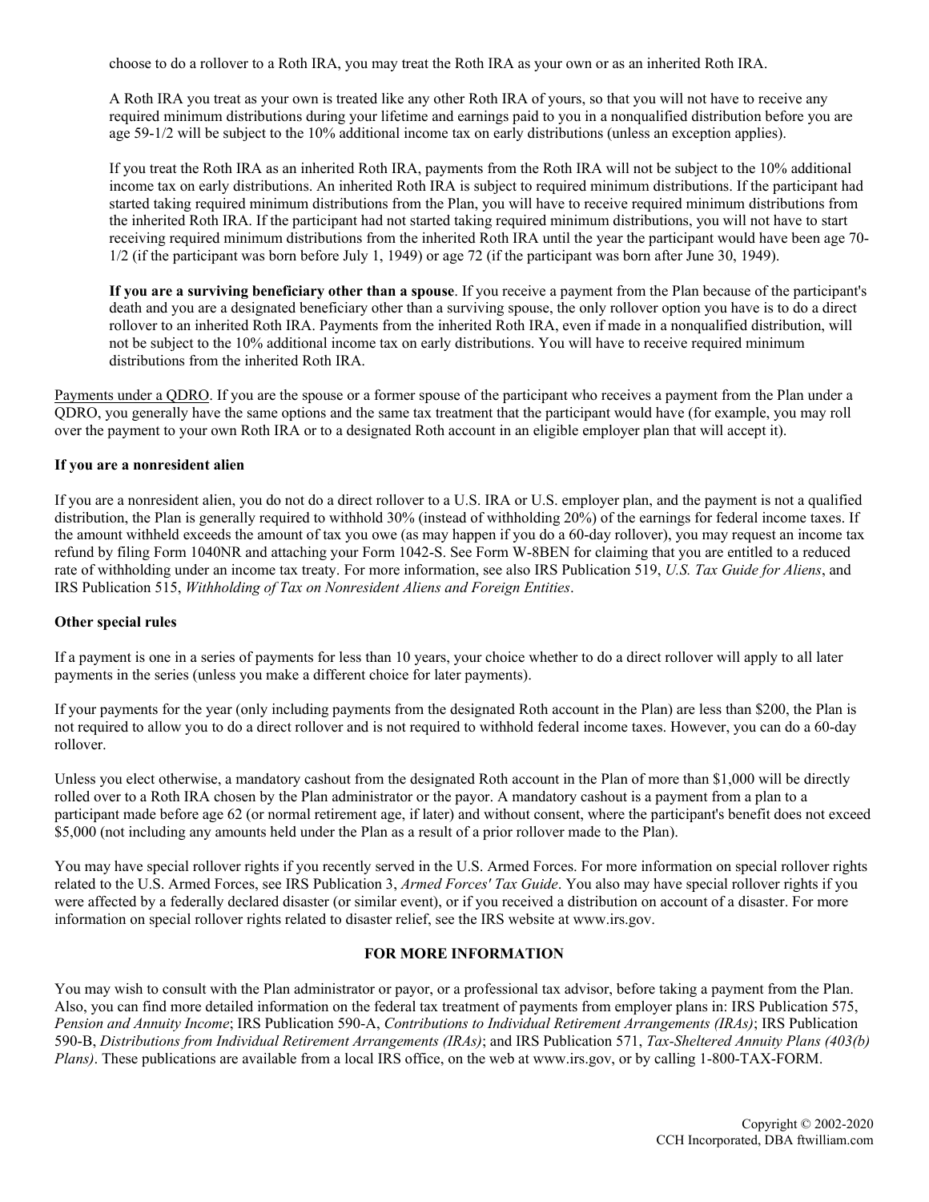choose to do a rollover to a Roth IRA, you may treat the Roth IRA as your own or as an inherited Roth IRA.

A Roth IRA you treat as your own is treated like any other Roth IRA of yours, so that you will not have to receive any required minimum distributions during your lifetime and earnings paid to you in a nonqualified distribution before you are age 59-1/2 will be subject to the 10% additional income tax on early distributions (unless an exception applies).

If you treat the Roth IRA as an inherited Roth IRA, payments from the Roth IRA will not be subject to the 10% additional income tax on early distributions. An inherited Roth IRA is subject to required minimum distributions. If the participant had started taking required minimum distributions from the Plan, you will have to receive required minimum distributions from the inherited Roth IRA. If the participant had not started taking required minimum distributions, you will not have to start receiving required minimum distributions from the inherited Roth IRA until the year the participant would have been age 70-1/2 (if the participant was born before July 1, 1949) or age 72 (if the participant was born after June 30, 1949).

**If you are a surviving beneficiary other than a spouse**. If you receive a payment from the Plan because of the participant's death and you are a designated beneficiary other than a surviving spouse, the only rollover option you have is to do a direct rollover to an inherited Roth IRA. Payments from the inherited Roth IRA, even if made in a nonqualified distribution, will not be subject to the 10% additional income tax on early distributions. You will have to receive required minimum distributions from the inherited Roth IRA.

Payments under a QDRO. If you are the spouse or a former spouse of the participant who receives a payment from the Plan under a QDRO, you generally have the same options and the same tax treatment that the participant would have (for example, you may roll over the payment to your own Roth IRA or to a designated Roth account in an eligible employer plan that will accept it).

**If you are a nonresident alien**

If you are a nonresident alien, you do not do a direct rollover to a U.S. IRA or U.S. employer plan, and the payment is not a qualified distribution, the Plan is generally required to withhold 30% (instead of withholding 20%) of the earnings for federal income taxes. If the amount withheld exceeds the amount of tax you owe (as may happen if you do a 60-day rollover), you may request an income tax refund by filing Form 1040NR and attaching your Form 1042-S. See Form W-8BEN for claiming that you are entitled to a reduced rate of withholding under an income tax treaty. For more information, see also IRS Publication 519, *U.S. Tax Guide for Aliens*, and IRS Publication 515, *Withholding of Tax on Nonresident Aliens and Foreign Entities*.

**Other special rules**

If a payment is one in a series of payments for less than 10 years, your choice whether to do a direct rollover will apply to all later payments in the series (unless you make a different choice for later payments).

If your payments for the year (only including payments from the designated Roth account in the Plan) are less than $200, the Plan is not required to allow you to do a direct rollover and is not required to withhold federal income taxes. However, you can do a 60-day rollover.

Unless you elect otherwise, a mandatory cashout from the designated Roth account in the Plan of more than $1,000 will be directly rolled over to a Roth IRA chosen by the Plan administrator or the payor. A mandatory cashout is a payment from a plan to a participant made before age 62 (or normal retirement age, if later) and without consent, where the participant's benefit does not exceed $5,000 (not including any amounts held under the Plan as a result of a prior rollover made to the Plan).

You may have special rollover rights if you recently served in the U.S. Armed Forces. For more information on special rollover rights related to the U.S. Armed Forces, see IRS Publication 3, *Armed Forces' Tax Guide*. You also may have special rollover rights if you were affected by a federally declared disaster (or similar event), or if you received a distribution on account of a disaster. For more information on special rollover rights related to disaster relief, see the IRS website at www.irs.gov.

## FOR MORE INFORMATION

You may wish to consult with the Plan administrator or payor, or a professional tax advisor, before taking a payment from the Plan. Also, you can find more detailed information on the federal tax treatment of payments from employer plans in: IRS Publication 575, *Pension and Annuity Income*; IRS Publication 590-A, *Contributions to Individual Retirement Arrangements (IRAs)*; IRS Publication 590-B, *Distributions from Individual Retirement Arrangements (IRAs)*; and IRS Publication 571, *Tax-Sheltered Annuity Plans (403(b) Plans)*. These publications are available from a local IRS office, on the web at www.irs.gov, or by calling 1-800-TAX-FORM.

Copyright © 2002-2020
CCH Incorporated, DBA ftwilliam.com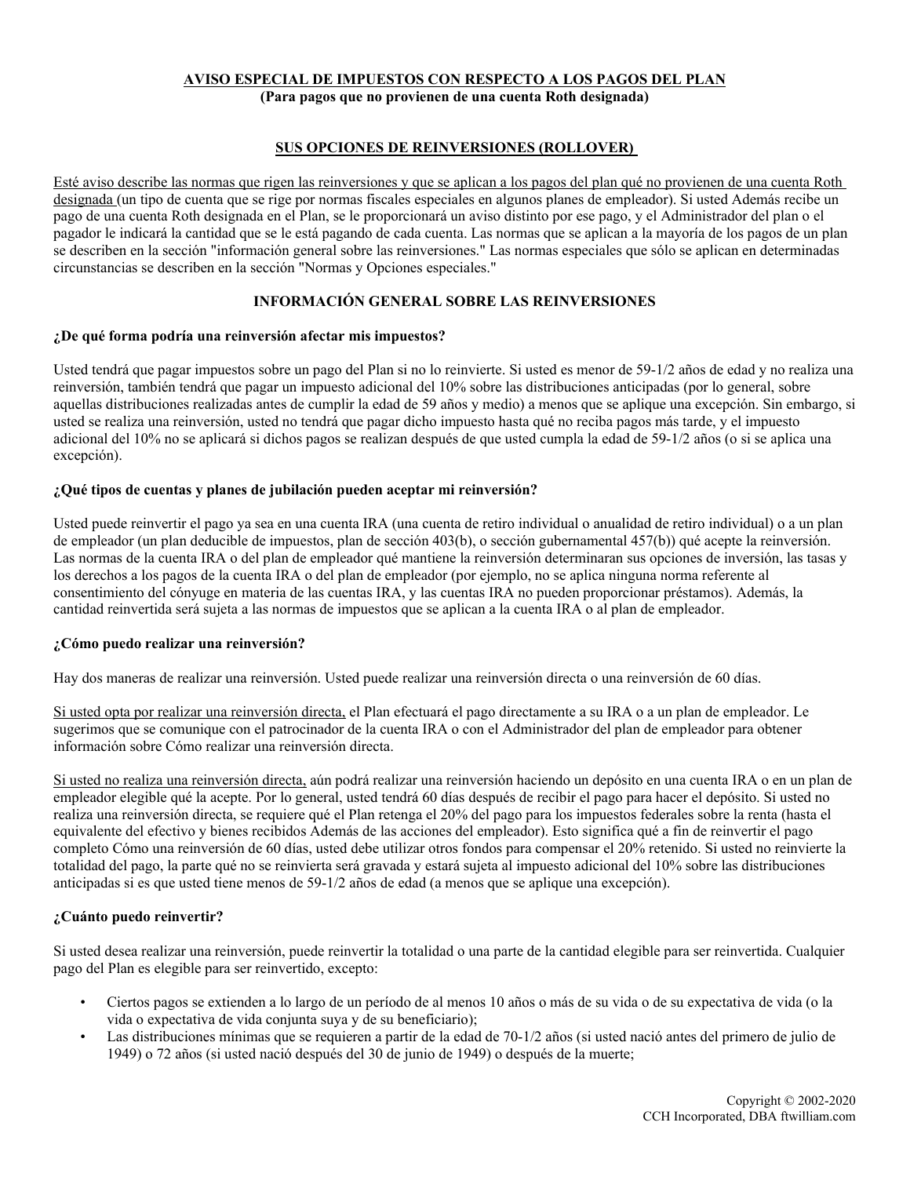**AVISO ESPECIAL DE IMPUESTOS CON RESPECTO A LOS PAGOS DEL PLAN**
**(Para pagos que no provienen de una cuenta Roth designada)**

**SUS OPCIONES DE REINVERSIONES (ROLLOVER)**

Esté aviso describe las normas que rigen las reinversiones y que se aplican a los pagos del plan qué no provienen de una cuenta Roth designada (un tipo de cuenta que se rige por normas fiscales especiales en algunos planes de empleador). Si usted Además recibe un pago de una cuenta Roth designada en el Plan, se le proporcionará un aviso distinto por ese pago, y el Administrador del plan o el pagador le indicará la cantidad que se le está pagando de cada cuenta. Las normas que se aplican a la mayoría de los pagos de un plan se describen en la sección "información general sobre las reinversiones." Las normas especiales que sólo se aplican en determinadas circunstancias se describen en la sección "Normas y Opciones especiales."

**INFORMACIÓN GENERAL SOBRE LAS REINVERSIONES**

**¿De qué forma podría una reinversión afectar mis impuestos?**

Usted tendrá que pagar impuestos sobre un pago del Plan si no lo reinvierte. Si usted es menor de 59-1/2 años de edad y no realiza una reinversión, también tendrá que pagar un impuesto adicional del 10% sobre las distribuciones anticipadas (por lo general, sobre aquellas distribuciones realizadas antes de cumplir la edad de 59 años y medio) a menos que se aplique una excepción. Sin embargo, si usted se realiza una reinversión, usted no tendrá que pagar dicho impuesto hasta qué no reciba pagos más tarde, y el impuesto adicional del 10% no se aplicará si dichos pagos se realizan después de que usted cumpla la edad de 59-1/2 años (o si se aplica una excepción).

**¿Qué tipos de cuentas y planes de jubilación pueden aceptar mi reinversión?**

Usted puede reinvertir el pago ya sea en una cuenta IRA (una cuenta de retiro individual o anualidad de retiro individual) o a un plan de empleador (un plan deducible de impuestos, plan de sección 403(b), o sección gubernamental 457(b)) qué acepte la reinversión. Las normas de la cuenta IRA o del plan de empleador qué mantiene la reinversión determinaran sus opciones de inversión, las tasas y los derechos a los pagos de la cuenta IRA o del plan de empleador (por ejemplo, no se aplica ninguna norma referente al consentimiento del cónyuge en materia de las cuentas IRA, y las cuentas IRA no pueden proporcionar préstamos). Además, la cantidad reinvertida será sujeta a las normas de impuestos que se aplican a la cuenta IRA o al plan de empleador.

**¿Cómo puedo realizar una reinversión?**

Hay dos maneras de realizar una reinversión. Usted puede realizar una reinversión directa o una reinversión de 60 días.

Si usted opta por realizar una reinversión directa, el Plan efectuará el pago directamente a su IRA o a un plan de empleador. Le sugerimos que se comunique con el patrocinador de la cuenta IRA o con el Administrador del plan de empleador para obtener información sobre Cómo realizar una reinversión directa.

Si usted no realiza una reinversión directa, aún podrá realizar una reinversión haciendo un depósito en una cuenta IRA o en un plan de empleador elegible qué la acepte. Por lo general, usted tendrá 60 días después de recibir el pago para hacer el depósito. Si usted no realiza una reinversión directa, se requiere qué el Plan retenga el 20% del pago para los impuestos federales sobre la renta (hasta el equivalente del efectivo y bienes recibidos Además de las acciones del empleador). Esto significa qué a fin de reinvertir el pago completo Cómo una reinversión de 60 días, usted debe utilizar otros fondos para compensar el 20% retenido. Si usted no reinvierte la totalidad del pago, la parte qué no se reinvierta será gravada y estará sujeta al impuesto adicional del 10% sobre las distribuciones anticipadas si es que usted tiene menos de 59-1/2 años de edad (a menos que se aplique una excepción).

**¿Cuánto puedo reinvertir?**

Si usted desea realizar una reinversión, puede reinvertir la totalidad o una parte de la cantidad elegible para ser reinvertida. Cualquier pago del Plan es elegible para ser reinvertido, excepto:

- Ciertos pagos se extienden a lo largo de un período de al menos 10 años o más de su vida o de su expectativa de vida (o la vida o expectativa de vida conjunta suya y de su beneficiario);
- Las distribuciones mínimas que se requieren a partir de la edad de 70-1/2 años (si usted nació antes del primero de julio de 1949) o 72 años (si usted nació después del 30 de junio de 1949) o después de la muerte;

Copyright © 2002-2020
CCH Incorporated, DBA ftwilliam.com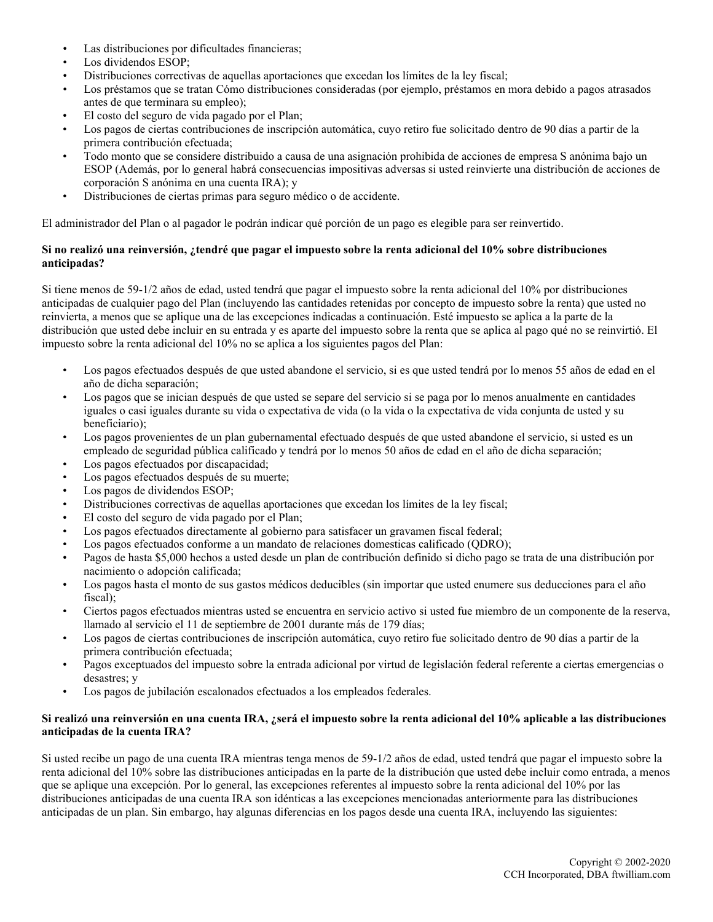- Las distribuciones por dificultades financieras;
- Los dividendos ESOP;
- Distribuciones correctivas de aquellas aportaciones que excedan los límites de la ley fiscal;
- Los préstamos que se tratan Cómo distribuciones consideradas (por ejemplo, préstamos en mora debido a pagos atrasados antes de que terminara su empleo);
- El costo del seguro de vida pagado por el Plan;
- Los pagos de ciertas contribuciones de inscripción automática, cuyo retiro fue solicitado dentro de 90 días a partir de la primera contribución efectuada;
- Todo monto que se considere distribuido a causa de una asignación prohibida de acciones de empresa S anónima bajo un ESOP (Además, por lo general habrá consecuencias impositivas adversas si usted reinvierte una distribución de acciones de corporación S anónima en una cuenta IRA); y
- Distribuciones de ciertas primas para seguro médico o de accidente.

El administrador del Plan o al pagador le podrán indicar qué porción de un pago es elegible para ser reinvertido.

**Si no realizó una reinversión, ¿tendré que pagar el impuesto sobre la renta adicional del 10% sobre distribuciones anticipadas?**

Si tiene menos de 59-1/2 años de edad, usted tendrá que pagar el impuesto sobre la renta adicional del 10% por distribuciones anticipadas de cualquier pago del Plan (incluyendo las cantidades retenidas por concepto de impuesto sobre la renta) que usted no reinvierta, a menos que se aplique una de las excepciones indicadas a continuación. Esté impuesto se aplica a la parte de la distribución que usted debe incluir en su entrada y es aparte del impuesto sobre la renta que se aplica al pago qué no se reinvirtió. El impuesto sobre la renta adicional del 10% no se aplica a los siguientes pagos del Plan:

- Los pagos efectuados después de que usted abandone el servicio, si es que usted tendrá por lo menos 55 años de edad en el año de dicha separación;
- Los pagos que se inician después de que usted se separe del servicio si se paga por lo menos anualmente en cantidades iguales o casi iguales durante su vida o expectativa de vida (o la vida o la expectativa de vida conjunta de usted y su beneficiario);
- Los pagos provenientes de un plan gubernamental efectuado después de que usted abandone el servicio, si usted es un empleado de seguridad pública calificado y tendrá por lo menos 50 años de edad en el año de dicha separación;
- Los pagos efectuados por discapacidad;
- Los pagos efectuados después de su muerte;
- Los pagos de dividendos ESOP;
- Distribuciones correctivas de aquellas aportaciones que excedan los límites de la ley fiscal;
- El costo del seguro de vida pagado por el Plan;
- Los pagos efectuados directamente al gobierno para satisfacer un gravamen fiscal federal;
- Los pagos efectuados conforme a un mandato de relaciones domesticas calificado (QDRO);
- Pagos de hasta $5,000 hechos a usted desde un plan de contribución definido si dicho pago se trata de una distribución por nacimiento o adopción calificada;
- Los pagos hasta el monto de sus gastos médicos deducibles (sin importar que usted enumere sus deducciones para el año fiscal);
- Ciertos pagos efectuados mientras usted se encuentra en servicio activo si usted fue miembro de un componente de la reserva, llamado al servicio el 11 de septiembre de 2001 durante más de 179 días;
- Los pagos de ciertas contribuciones de inscripción automática, cuyo retiro fue solicitado dentro de 90 días a partir de la primera contribución efectuada;
- Pagos exceptuados del impuesto sobre la entrada adicional por virtud de legislación federal referente a ciertas emergencias o desastres; y
- Los pagos de jubilación escalonados efectuados a los empleados federales.

**Si realizó una reinversión en una cuenta IRA, ¿será el impuesto sobre la renta adicional del 10% aplicable a las distribuciones anticipadas de la cuenta IRA?**

Si usted recibe un pago de una cuenta IRA mientras tenga menos de 59-1/2 años de edad, usted tendrá que pagar el impuesto sobre la renta adicional del 10% sobre las distribuciones anticipadas en la parte de la distribución que usted debe incluir como entrada, a menos que se aplique una excepción. Por lo general, las excepciones referentes al impuesto sobre la renta adicional del 10% por las distribuciones anticipadas de una cuenta IRA son idénticas a las excepciones mencionadas anteriormente para las distribuciones anticipadas de un plan. Sin embargo, hay algunas diferencias en los pagos desde una cuenta IRA, incluyendo las siguientes: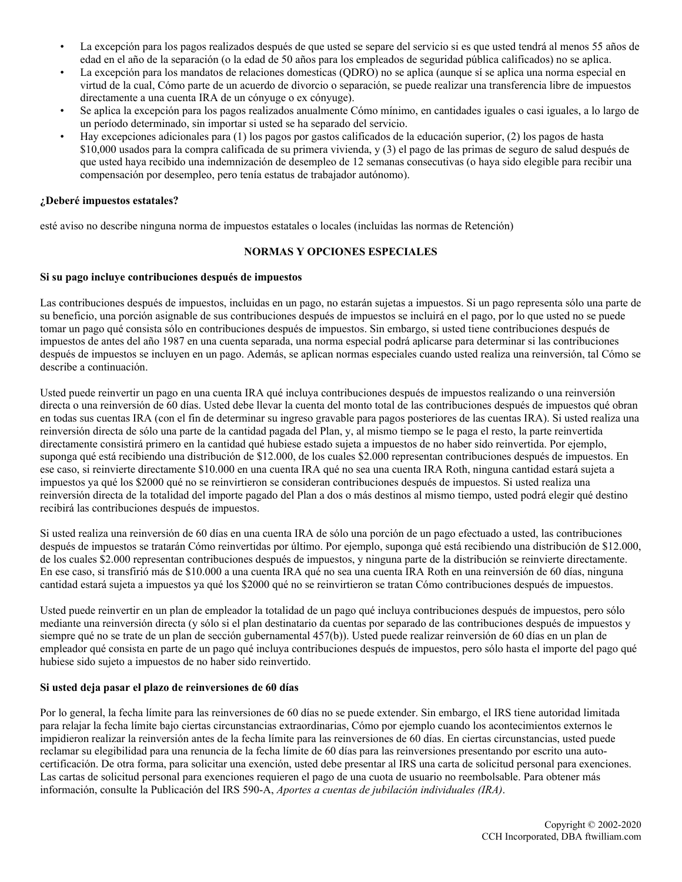- La excepción para los pagos realizados después de que usted se separe del servicio si es que usted tendrá al menos 55 años de edad en el año de la separación (o la edad de 50 años para los empleados de seguridad pública calificados) no se aplica.
- La excepción para los mandatos de relaciones domesticas (QDRO) no se aplica (aunque sí se aplica una norma especial en virtud de la cual, Cómo parte de un acuerdo de divorcio o separación, se puede realizar una transferencia libre de impuestos directamente a una cuenta IRA de un cónyuge o ex cónyuge).
- Se aplica la excepción para los pagos realizados anualmente Cómo mínimo, en cantidades iguales o casi iguales, a lo largo de un período determinado, sin importar si usted se ha separado del servicio.
- Hay excepciones adicionales para (1) los pagos por gastos calificados de la educación superior, (2) los pagos de hasta $10,000 usados para la compra calificada de su primera vivienda, y (3) el pago de las primas de seguro de salud después de que usted haya recibido una indemnización de desempleo de 12 semanas consecutivas (o haya sido elegible para recibir una compensación por desempleo, pero tenía estatus de trabajador autónomo).

**¿Deberé impuestos estatales?**

esté aviso no describe ninguna norma de impuestos estatales o locales (incluidas las normas de Retención)

**NORMAS Y OPCIONES ESPECIALES**

**Si su pago incluye contribuciones después de impuestos**

Las contribuciones después de impuestos, incluidas en un pago, no estarán sujetas a impuestos. Si un pago representa sólo una parte de su beneficio, una porción asignable de sus contribuciones después de impuestos se incluirá en el pago, por lo que usted no se puede tomar un pago qué consista sólo en contribuciones después de impuestos. Sin embargo, si usted tiene contribuciones después de impuestos de antes del año 1987 en una cuenta separada, una norma especial podrá aplicarse para determinar si las contribuciones después de impuestos se incluyen en un pago. Además, se aplican normas especiales cuando usted realiza una reinversión, tal Cómo se describe a continuación.

Usted puede reinvertir un pago en una cuenta IRA qué incluya contribuciones después de impuestos realizando o una reinversión directa o una reinversión de 60 días. Usted debe llevar la cuenta del monto total de las contribuciones después de impuestos qué obran en todas sus cuentas IRA (con el fin de determinar su ingreso gravable para pagos posteriores de las cuentas IRA). Si usted realiza una reinversión directa de sólo una parte de la cantidad pagada del Plan, y, al mismo tiempo se le paga el resto, la parte reinvertida directamente consistirá primero en la cantidad qué hubiese estado sujeta a impuestos de no haber sido reinvertida. Por ejemplo, suponga qué está recibiendo una distribución de $12.000, de los cuales $2.000 representan contribuciones después de impuestos. En ese caso, si reinvierte directamente $10.000 en una cuenta IRA qué no sea una cuenta IRA Roth, ninguna cantidad estará sujeta a impuestos ya qué los $2000 qué no se reinvirtieron se consideran contribuciones después de impuestos. Si usted realiza una reinversión directa de la totalidad del importe pagado del Plan a dos o más destinos al mismo tiempo, usted podrá elegir qué destino recibirá las contribuciones después de impuestos.

Si usted realiza una reinversión de 60 días en una cuenta IRA de sólo una porción de un pago efectuado a usted, las contribuciones después de impuestos se tratarán Cómo reinvertidas por último. Por ejemplo, suponga qué está recibiendo una distribución de $12.000, de los cuales $2.000 representan contribuciones después de impuestos, y ninguna parte de la distribución se reinvierte directamente. En ese caso, si transfirió más de $10.000 a una cuenta IRA qué no sea una cuenta IRA Roth en una reinversión de 60 días, ninguna cantidad estará sujeta a impuestos ya qué los $2000 qué no se reinvirtieron se tratan Cómo contribuciones después de impuestos.

Usted puede reinvertir en un plan de empleador la totalidad de un pago qué incluya contribuciones después de impuestos, pero sólo mediante una reinversión directa (y sólo si el plan destinatario da cuentas por separado de las contribuciones después de impuestos y siempre qué no se trate de un plan de sección gubernamental 457(b)). Usted puede realizar reinversión de 60 días en un plan de empleador qué consista en parte de un pago qué incluya contribuciones después de impuestos, pero sólo hasta el importe del pago qué hubiese sido sujeto a impuestos de no haber sido reinvertido.

**Si usted deja pasar el plazo de reinversiones de 60 días**

Por lo general, la fecha límite para las reinversiones de 60 días no se puede extender. Sin embargo, el IRS tiene autoridad limitada para relajar la fecha límite bajo ciertas circunstancias extraordinarias, Cómo por ejemplo cuando los acontecimientos externos le impidieron realizar la reinversión antes de la fecha límite para las reinversiones de 60 días. En ciertas circunstancias, usted puede reclamar su elegibilidad para una renuncia de la fecha límite de 60 días para las reinversiones presentando por escrito una auto-certificación. De otra forma, para solicitar una exención, usted debe presentar al IRS una carta de solicitud personal para exenciones. Las cartas de solicitud personal para exenciones requieren el pago de una cuota de usuario no reembolsable. Para obtener más información, consulte la Publicación del IRS 590-A, *Aportes a cuentas de jubilación individuales (IRA)*.

Copyright © 2002-2020
CCH Incorporated, DBA ftwilliam.com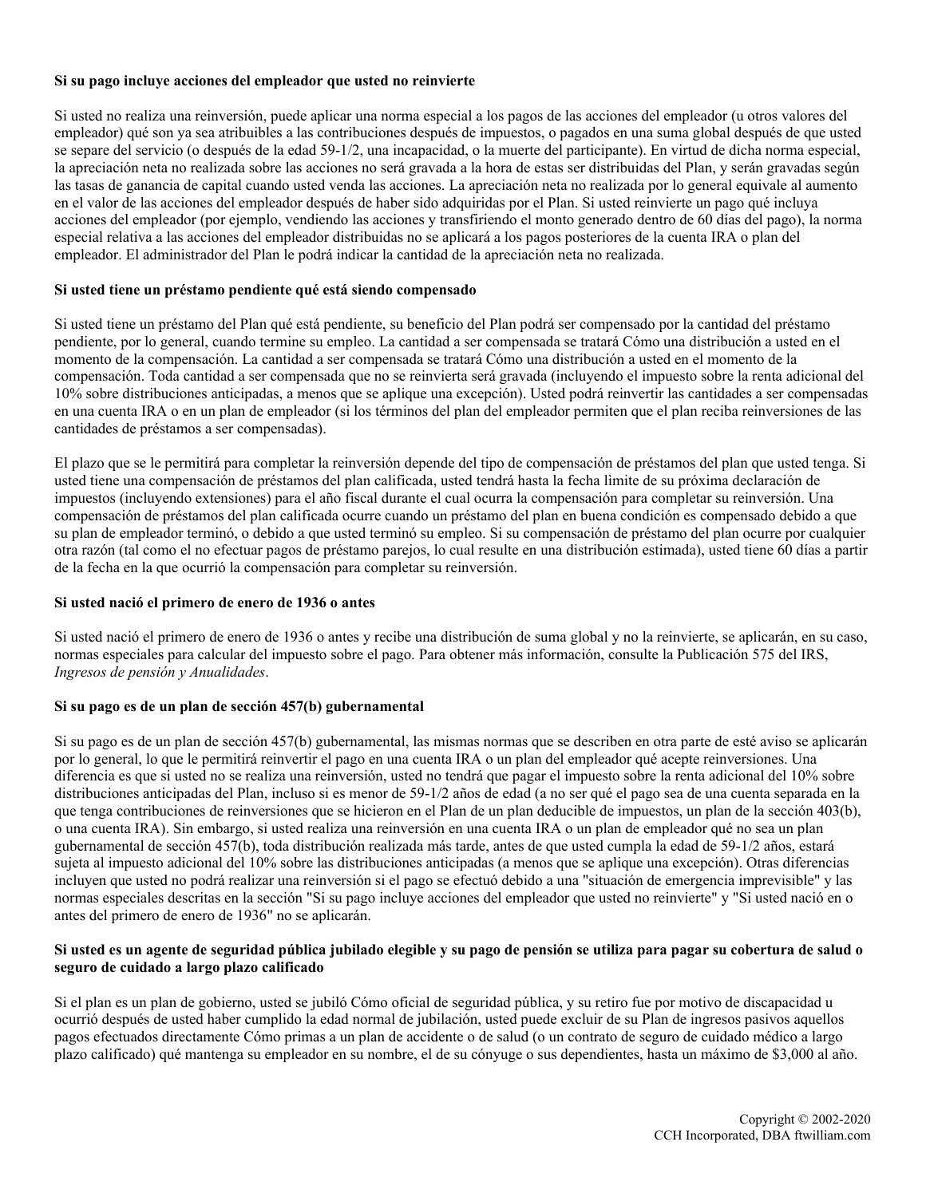**Si su pago incluye acciones del empleador que usted no reinvierte**

Si usted no realiza una reinversión, puede aplicar una norma especial a los pagos de las acciones del empleador (u otros valores del empleador) qué son ya sea atribuibles a las contribuciones después de impuestos, o pagados en una suma global después de que usted se separe del servicio (o después de la edad 59-1/2, una incapacidad, o la muerte del participante). En virtud de dicha norma especial, la apreciación neta no realizada sobre las acciones no será gravada a la hora de estas ser distribuidas del Plan, y serán gravadas según las tasas de ganancia de capital cuando usted venda las acciones. La apreciación neta no realizada por lo general equivale al aumento en el valor de las acciones del empleador después de haber sido adquiridas por el Plan. Si usted reinvierte un pago qué incluya acciones del empleador (por ejemplo, vendiendo las acciones y transfiriendo el monto generado dentro de 60 días del pago), la norma especial relativa a las acciones del empleador distribuidas no se aplicará a los pagos posteriores de la cuenta IRA o plan del empleador. El administrador del Plan le podrá indicar la cantidad de la apreciación neta no realizada.

**Si usted tiene un préstamo pendiente qué está siendo compensado**

Si usted tiene un préstamo del Plan qué está pendiente, su beneficio del Plan podrá ser compensado por la cantidad del préstamo pendiente, por lo general, cuando termine su empleo. La cantidad a ser compensada se tratará Cómo una distribución a usted en el momento de la compensación. La cantidad a ser compensada se tratará Cómo una distribución a usted en el momento de la compensación. Toda cantidad a ser compensada que no se reinvierta será gravada (incluyendo el impuesto sobre la renta adicional del 10% sobre distribuciones anticipadas, a menos que se aplique una excepción). Usted podrá reinvertir las cantidades a ser compensadas en una cuenta IRA o en un plan de empleador (si los términos del plan del empleador permiten que el plan reciba reinversiones de las cantidades de préstamos a ser compensadas).

El plazo que se le permitirá para completar la reinversión depende del tipo de compensación de préstamos del plan que usted tenga. Si usted tiene una compensación de préstamos del plan calificada, usted tendrá hasta la fecha límite de su próxima declaración de impuestos (incluyendo extensiones) para el año fiscal durante el cual ocurra la compensación para completar su reinversión. Una compensación de préstamos del plan calificada ocurre cuando un préstamo del plan en buena condición es compensado debido a que su plan de empleador terminó, o debido a que usted terminó su empleo. Si su compensación de préstamo del plan ocurre por cualquier otra razón (tal como el no efectuar pagos de préstamo parejos, lo cual resulte en una distribución estimada), usted tiene 60 días a partir de la fecha en la que ocurrió la compensación para completar su reinversión.

**Si usted nació el primero de enero de 1936 o antes**

Si usted nació el primero de enero de 1936 o antes y recibe una distribución de suma global y no la reinvierte, se aplicarán, en su caso, normas especiales para calcular del impuesto sobre el pago. Para obtener más información, consulte la Publicación 575 del IRS, *Ingresos de pensión y Anualidades*.

**Si su pago es de un plan de sección 457(b) gubernamental**

Si su pago es de un plan de sección 457(b) gubernamental, las mismas normas que se describen en otra parte de esté aviso se aplicarán por lo general, lo que le permitirá reinvertir el pago en una cuenta IRA o un plan del empleador qué acepte reinversiones. Una diferencia es que si usted no se realiza una reinversión, usted no tendrá que pagar el impuesto sobre la renta adicional del 10% sobre distribuciones anticipadas del Plan, incluso si es menor de 59-1/2 años de edad (a no ser qué el pago sea de una cuenta separada en la que tenga contribuciones de reinversiones que se hicieron en el Plan de un plan deducible de impuestos, un plan de la sección 403(b), o una cuenta IRA). Sin embargo, si usted realiza una reinversión en una cuenta IRA o un plan de empleador qué no sea un plan gubernamental de sección 457(b), toda distribución realizada más tarde, antes de que usted cumpla la edad de 59-1/2 años, estará sujeta al impuesto adicional del 10% sobre las distribuciones anticipadas (a menos que se aplique una excepción). Otras diferencias incluyen que usted no podrá realizar una reinversión si el pago se efectuó debido a una "situación de emergencia imprevisible" y las normas especiales descritas en la sección "Si su pago incluye acciones del empleador que usted no reinvierte" y "Si usted nació en o antes del primero de enero de 1936" no se aplicarán.

**Si usted es un agente de seguridad pública jubilado elegible y su pago de pensión se utiliza para pagar su cobertura de salud o seguro de cuidado a largo plazo calificado**

Si el plan es un plan de gobierno, usted se jubiló Cómo oficial de seguridad pública, y su retiro fue por motivo de discapacidad u ocurrió después de usted haber cumplido la edad normal de jubilación, usted puede excluir de su Plan de ingresos pasivos aquellos pagos efectuados directamente Cómo primas a un plan de accidente o de salud (o un contrato de seguro de cuidado médico a largo plazo calificado) qué mantenga su empleador en su nombre, el de su cónyuge o sus dependientes, hasta un máximo de $3,000 al año.

Copyright © 2002-2020
CCH Incorporated, DBA ftwilliam.com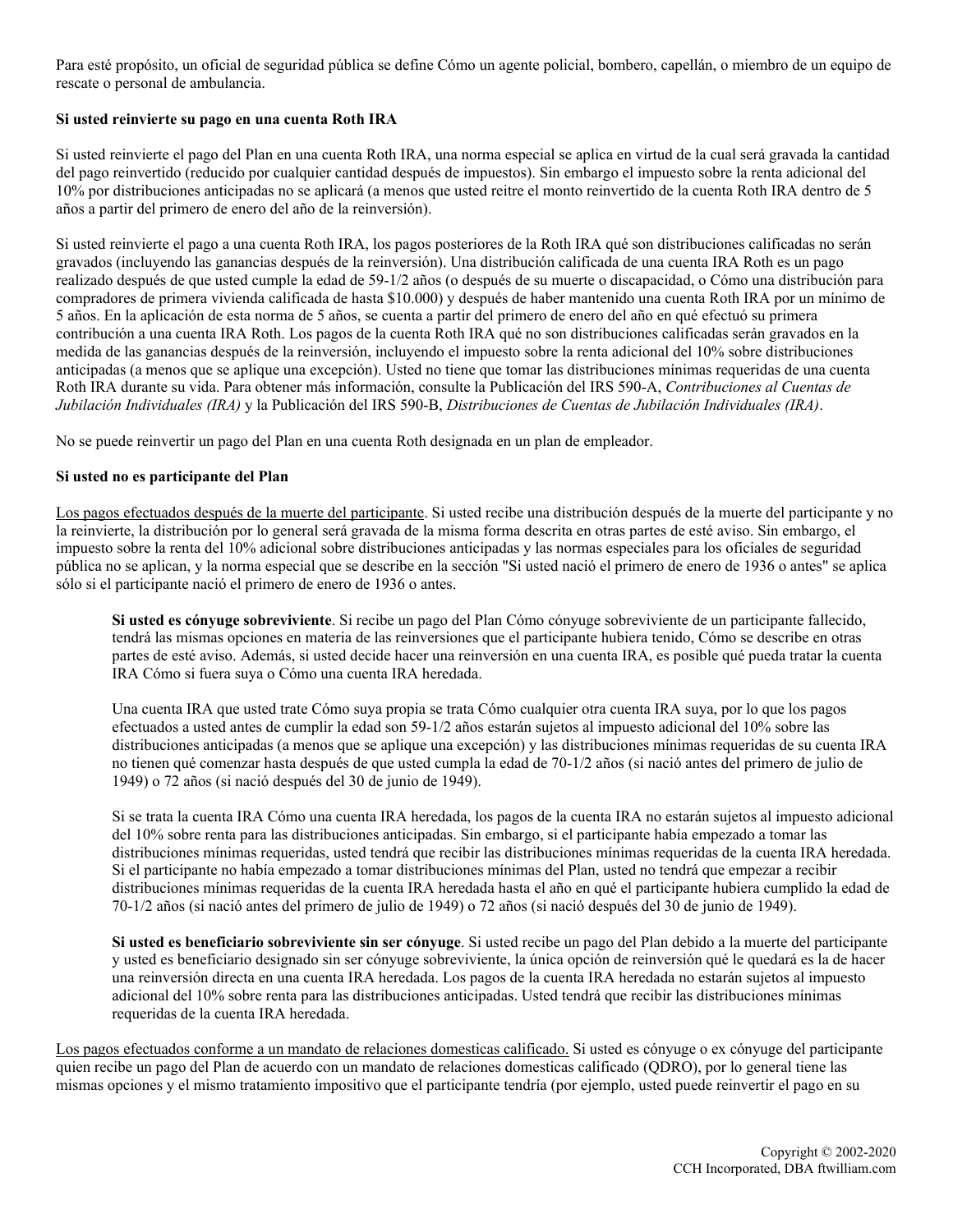Para esté propósito, un oficial de seguridad pública se define Cómo un agente policial, bombero, capellán, o miembro de un equipo de rescate o personal de ambulancia.

**Si usted reinvierte su pago en una cuenta Roth IRA**

Si usted reinvierte el pago del Plan en una cuenta Roth IRA, una norma especial se aplica en virtud de la cual será gravada la cantidad del pago reinvertido (reducido por cualquier cantidad después de impuestos). Sin embargo el impuesto sobre la renta adicional del 10% por distribuciones anticipadas no se aplicará (a menos que usted reitre el monto reinvertido de la cuenta Roth IRA dentro de 5 años a partir del primero de enero del año de la reinversión).

Si usted reinvierte el pago a una cuenta Roth IRA, los pagos posteriores de la Roth IRA qué son distribuciones calificadas no serán gravados (incluyendo las ganancias después de la reinversión). Una distribución calificada de una cuenta IRA Roth es un pago realizado después de qué usted cumple la edad de 59-1/2 años (o después de su muerte o discapacidad, o Cómo una distribución para compradores de primera vivienda calificada de hasta $10.000) y después de haber mantenido una cuenta Roth IRA por un mínimo de 5 años. En la aplicación de esta norma de 5 años, se cuenta a partir del primero de enero del año en qué efectuó su primera contribución a una cuenta IRA Roth. Los pagos de la cuenta Roth IRA qué no son distribuciones calificadas serán gravados en la medida de las ganancias después de la reinversión, incluyendo el impuesto sobre la renta adicional del 10% sobre distribuciones anticipadas (a menos que se aplique una excepción). Usted no tiene que tomar las distribuciones mínimas requeridas de una cuenta Roth IRA durante su vida. Para obtener más información, consulte la Publicación del IRS 590-A, *Contribuciones al Cuentas de Jubilación Individuales (IRA)* y la Publicación del IRS 590-B, *Distribuciones de Cuentas de Jubilación Individuales (IRA)*.

No se puede reinvertir un pago del Plan en una cuenta Roth designada en un plan de empleador.

**Si usted no es participante del Plan**

Los pagos efectuados después de la muerte del participante. Si usted recibe una distribución después de la muerte del participante y no la reinvierte, la distribución por lo general será gravada de la misma forma descrita en otras partes de esté aviso. Sin embargo, el impuesto sobre la renta del 10% adicional sobre distribuciones anticipadas y las normas especiales para los oficiales de seguridad pública no se aplican, y la norma especial que se describe en la sección "Si usted nació el primero de enero de 1936 o antes" se aplica sólo si el participante nació el primero de enero de 1936 o antes.

> **Si usted es cónyuge sobreviviente**. Si recibe un pago del Plan Cómo cónyuge sobreviviente de un participante fallecido, tendrá las mismas opciones en materia de las reinversiones que el participante hubiera tenido, Cómo se describe en otras partes de esté aviso. Además, si usted decide hacer una reinversión en una cuenta IRA, es posible qué pueda tratar la cuenta IRA Cómo si fuera suya o Cómo una cuenta IRA heredada.
>
> Una cuenta IRA que usted trate Cómo suya propia se trata Cómo cualquier otra cuenta IRA suya, por lo que los pagos efectuados a usted antes de cumplir la edad son 59-1/2 años estarán sujetos al impuesto adicional del 10% sobre las distribuciones anticipadas (a menos que se aplique una excepción) y las distribuciones mínimas requeridas de su cuenta IRA no tienen qué comenzar hasta después de que usted cumpla la edad de 70-1/2 años (si nació antes del primero de julio de 1949) o 72 años (si nació después del 30 de junio de 1949).
>
> Si se trata la cuenta IRA Cómo una cuenta IRA heredada, los pagos de la cuenta IRA no estarán sujetos al impuesto adicional del 10% sobre renta para las distribuciones anticipadas. Sin embargo, si el participante había empezado a tomar las distribuciones mínimas requeridas, usted tendrá que recibir las distribuciones mínimas requeridas de la cuenta IRA heredada. Si el participante no había empezado a tomar distribuciones mínimas del Plan, usted no tendrá que empezar a recibir distribuciones mínimas requeridas de la cuenta IRA heredada hasta el año en qué el participante hubiera cumplido la edad de 70-1/2 años (si nació antes del primero de julio de 1949) o 72 años (si nació después del 30 de junio de 1949).
>
> **Si usted es beneficiario sobreviviente sin ser cónyuge**. Si usted recibe un pago del Plan debido a la muerte del participante y usted es beneficiario designado sin ser cónyuge sobreviviente, la única opción de reinversión qué le quedará es la de hacer una reinversión directa en una cuenta IRA heredada. Los pagos de la cuenta IRA heredada no estarán sujetos al impuesto adicional del 10% sobre renta para las distribuciones anticipadas. Usted tendrá que recibir las distribuciones mínimas requeridas de la cuenta IRA heredada.

Los pagos efectuados conforme a un mandato de relaciones domesticas calificado. Si usted es cónyuge o ex cónyuge del participante quien recibe un pago del Plan de acuerdo con un mandato de relaciones domesticas calificado (QDRO), por lo general tiene las mismas opciones y el mismo tratamiento impositivo que el participante tendría (por ejemplo, usted puede reinvertir el pago en su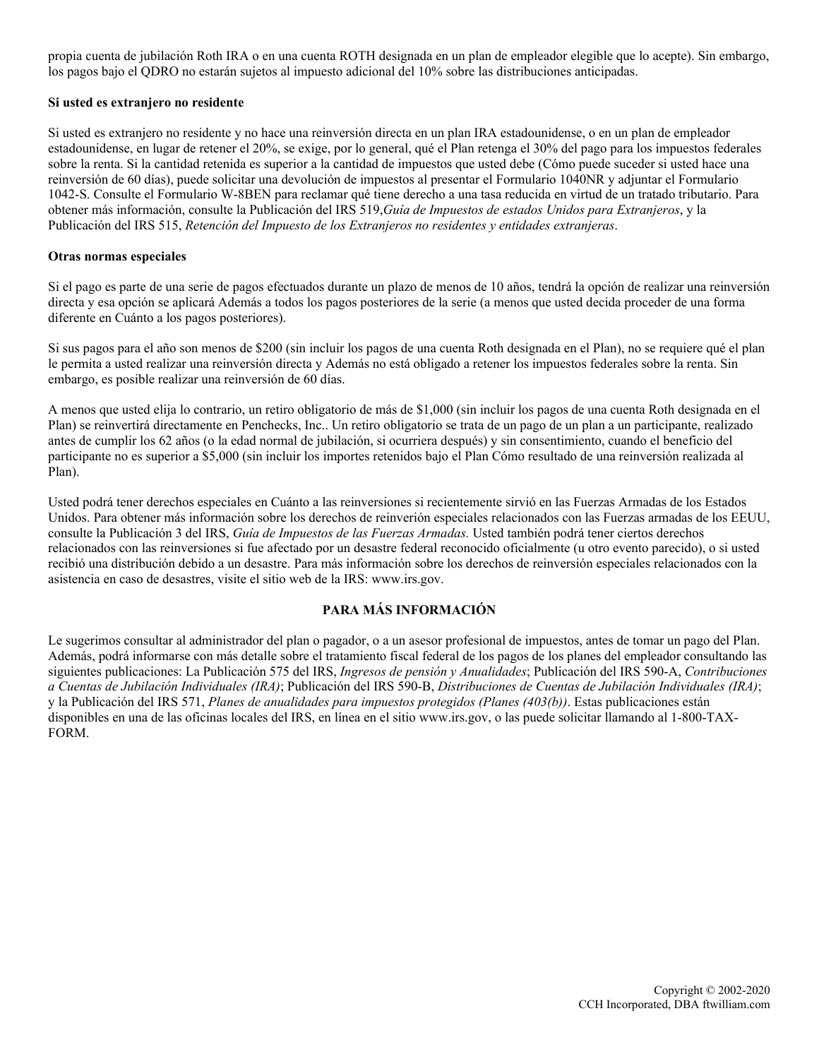propia cuenta de jubilación Roth IRA o en una cuenta ROTH designada en un plan de empleador elegible que lo acepte). Sin embargo, los pagos bajo el QDRO no estarán sujetos al impuesto adicional del 10% sobre las distribuciones anticipadas.

**Si usted es extranjero no residente**

Si usted es extranjero no residente y no hace una reinversión directa en un plan IRA estadounidense, o en un plan de empleador estadounidense, en lugar de retener el 20%, se exige, por lo general, qué el Plan retenga el 30% del pago para los impuestos federales sobre la renta. Si la cantidad retenida es superior a la cantidad de impuestos que usted debe (Cómo puede suceder si usted hace una reinversión de 60 días), puede solicitar una devolución de impuestos al presentar el Formulario 1040NR y adjuntar el Formulario 1042-S. Consulte el Formulario W-8BEN para reclamar qué tiene derecho a una tasa reducida en virtud de un tratado tributario. Para obtener más información, consulte la Publicación del IRS 519,*Guía de Impuestos de estados Unidos para Extranjeros*, y la Publicación del IRS 515, *Retención del Impuesto de los Extranjeros no residentes y entidades extranjeras*.

**Otras normas especiales**

Si el pago es parte de una serie de pagos efectuados durante un plazo de menos de 10 años, tendrá la opción de realizar una reinversión directa y esa opción se aplicará Además a todos los pagos posteriores de la serie (a menos que usted decida proceder de una forma diferente en Cuánto a los pagos posteriores).

Si sus pagos para el año son menos de $200 (sin incluir los pagos de una cuenta Roth designada en el Plan), no se requiere qué el plan le permita a usted realizar una reinversión directa y Además no está obligado a retener los impuestos federales sobre la renta. Sin embargo, es posible realizar una reinversión de 60 días.

A menos que usted elija lo contrario, un retiro obligatorio de más de $1,000 (sin incluir los pagos de una cuenta Roth designada en el Plan) se reinvertirá directamente en Penchecks, Inc.. Un retiro obligatorio se trata de un pago de un plan a un participante, realizado antes de cumplir los 62 años (o la edad normal de jubilación, si ocurriera después) y sin consentimiento, cuando el beneficio del participante no es superior a $5,000 (sin incluir los importes retenidos bajo el Plan Cómo resultado de una reinversión realizada al Plan).

Usted podrá tener derechos especiales en Cuánto a las reinversiones si recientemente sirvió en las Fuerzas Armadas de los Estados Unidos. Para obtener más información sobre los derechos de reinverión especiales relacionados con las Fuerzas armadas de los EEUU, consulte la Publicación 3 del IRS, *Guía de Impuestos de las Fuerzas Armadas.* Usted también podrá tener ciertos derechos relacionados con las reinversiones si fue afectado por un desastre federal reconocido oficialmente (u otro evento parecido), o si usted recibió una distribución debido a un desastre. Para más información sobre los derechos de reinversión especiales relacionados con la asistencia en caso de desastres, visite el sitio web de la IRS: www.irs.gov.

## PARA MÁS INFORMACIÓN

Le sugerimos consultar al administrador del plan o pagador, o a un asesor profesional de impuestos, antes de tomar un pago del Plan. Además, podrá informarse con más detalle sobre el tratamiento fiscal federal de los pagos de los planes del empleador consultando las siguientes publicaciones: La Publicación 575 del IRS, *Ingresos de pensión y Anualidades*; Publicación del IRS 590-A, *Contribuciones a Cuentas de Jubilación Individuales (IRA)*; Publicación del IRS 590-B, *Distribuciones de Cuentas de Jubilación Individuales (IRA)*; y la Publicación del IRS 571, *Planes de anualidades para impuestos protegidos (Planes (403(b))*. Estas publicaciones están disponibles en una de las oficinas locales del IRS, en línea en el sitio www.irs.gov, o las puede solicitar llamando al 1-800-TAX-FORM.

Copyright © 2002-2020
CCH Incorporated, DBA ftwilliam.com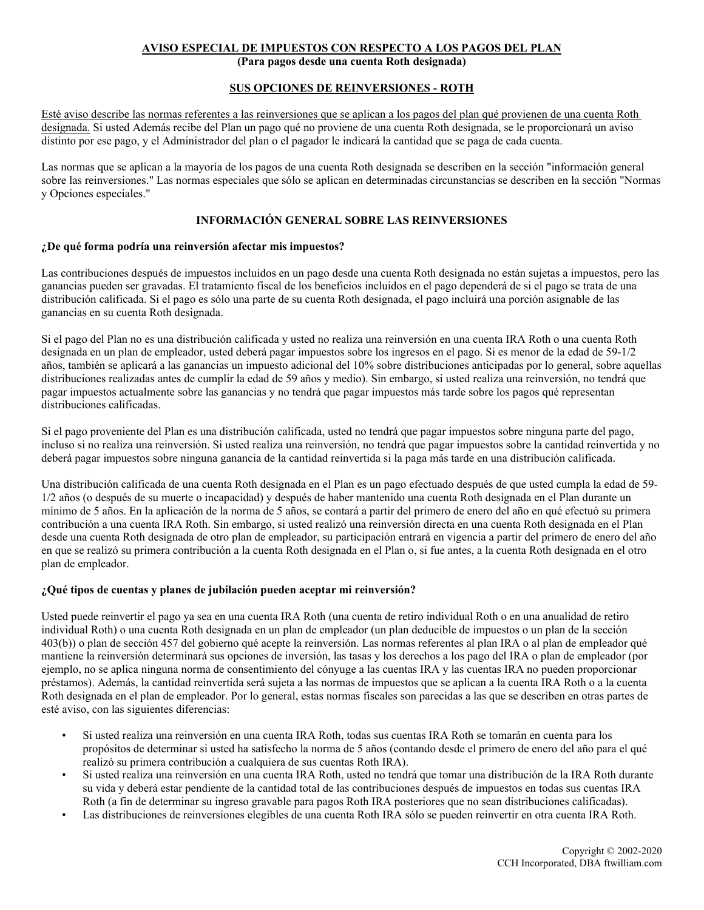**AVISO ESPECIAL DE IMPUESTOS CON RESPECTO A LOS PAGOS DEL PLAN**
**(Para pagos desde una cuenta Roth designada)**

**SUS OPCIONES DE REINVERSIONES - ROTH**

Esté aviso describe las normas referentes a las reinversiones que se aplican a los pagos del plan qué provienen de una cuenta Roth designada. Si usted Además recibe del Plan un pago qué no proviene de una cuenta Roth designada, se le proporcionará un aviso distinto por ese pago, y el Administrador del plan o el pagador le indicará la cantidad que se paga de cada cuenta.

Las normas que se aplican a la mayoría de los pagos de una cuenta Roth designada se describen en la sección "información general sobre las reinversiones." Las normas especiales que sólo se aplican en determinadas circunstancias se describen en la sección "Normas y Opciones especiales."

## INFORMACIÓN GENERAL SOBRE LAS REINVERSIONES

### ¿De qué forma podría una reinversión afectar mis impuestos?

Las contribuciones después de impuestos incluidos en un pago desde una cuenta Roth designada no están sujetas a impuestos, pero las ganancias pueden ser gravadas. El tratamiento fiscal de los beneficios incluidos en el pago dependerá de si el pago se trata de una distribución calificada. Si el pago es sólo una parte de su cuenta Roth designada, el pago incluirá una porción asignable de las ganancias en su cuenta Roth designada.

Si el pago del Plan no es una distribución calificada y usted no realiza una reinversión en una cuenta IRA Roth o una cuenta Roth designada en un plan de empleador, usted deberá pagar impuestos sobre los ingresos en el pago. Si es menor de la edad de 59-1/2 años, también se aplicará a las ganancias un impuesto adicional del 10% sobre distribuciones anticipadas por lo general, sobre aquellas distribuciones realizadas antes de cumplir la edad de 59 años y medio). Sin embargo, si usted realiza una reinversión, no tendrá que pagar impuestos actualmente sobre las ganancias y no tendrá que pagar impuestos más tarde sobre los pagos qué representan distribuciones calificadas.

Si el pago proveniente del Plan es una distribución calificada, usted no tendrá que pagar impuestos sobre ninguna parte del pago, incluso si no realiza una reinversión. Si usted realiza una reinversión, no tendrá que pagar impuestos sobre la cantidad reinvertida y no deberá pagar impuestos sobre ninguna ganancia de la cantidad reinvertida si la paga más tarde en una distribución calificada.

Una distribución calificada de una cuenta Roth designada en el Plan es un pago efectuado después de que usted cumpla la edad de 59-1/2 años (o después de su muerte o incapacidad) y después de haber mantenido una cuenta Roth designada en el Plan durante un mínimo de 5 años. En la aplicación de la norma de 5 años, se contará a partir del primero de enero del año en qué efectuó su primera contribución a una cuenta IRA Roth. Sin embargo, si usted realizó una reinversión directa en una cuenta Roth designada en el Plan desde una cuenta Roth designada de otro plan de empleador, su participación entrará en vigencia a partir del primero de enero del año en que se realizó su primera contribución a la cuenta Roth designada en el Plan o, si fue antes, a la cuenta Roth designada en el otro plan de empleador.

### ¿Qué tipos de cuentas y planes de jubilación pueden aceptar mi reinversión?

Usted puede reinvertir el pago ya sea en una cuenta IRA Roth (una cuenta de retiro individual Roth o en una anualidad de retiro individual Roth) o una cuenta Roth designada en un plan de empleador (un plan deducible de impuestos o un plan de la sección 403(b)) o plan de sección 457 del gobierno qué acepte la reinversión. Las normas referentes al plan IRA o al plan de empleador qué mantiene la reinversión determinará sus opciones de inversión, las tasas y los derechos a los pago del IRA o plan de empleador (por ejemplo, no se aplica ninguna norma de consentimiento del cónyuge a las cuentas IRA y las cuentas IRA no pueden proporcionar préstamos). Además, la cantidad reinvertida será sujeta a las normas de impuestos que se aplican a la cuenta IRA Roth o a la cuenta Roth designada en el plan de empleador. Por lo general, estas normas fiscales son parecidas a las que se describen en otras partes de esté aviso, con las siguientes diferencias:

- Si usted realiza una reinversión en una cuenta IRA Roth, todas sus cuentas IRA Roth se tomarán en cuenta para los propósitos de determinar si usted ha satisfecho la norma de 5 años (contando desde el primero de enero del año para el qué realizó su primera contribución a cualquiera de sus cuentas Roth IRA).
- Si usted realiza una reinversión en una cuenta IRA Roth, usted no tendrá que tomar una distribución de la IRA Roth durante su vida y deberá estar pendiente de la cantidad total de las contribuciones después de impuestos en todas sus cuentas IRA Roth (a fin de determinar su ingreso gravable para pagos Roth IRA posteriores que no sean distribuciones calificadas).
- Las distribuciones de reinversiones elegibles de una cuenta Roth IRA sólo se pueden reinvertir en otra cuenta IRA Roth.

Copyright © 2002-2020
CCH Incorporated, DBA ftwilliam.com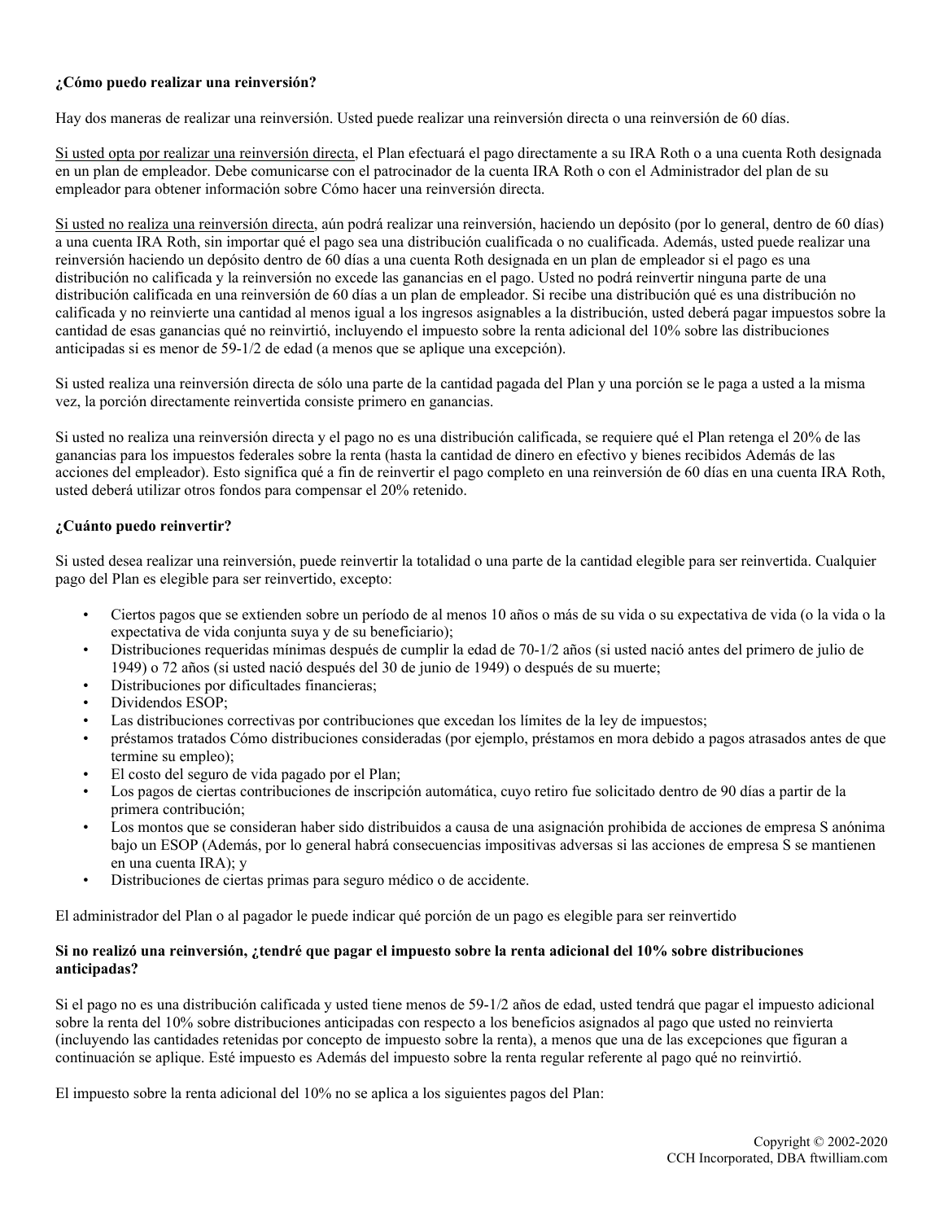**¿Cómo puedo realizar una reinversión?**

Hay dos maneras de realizar una reinversión. Usted puede realizar una reinversión directa o una reinversión de 60 días.

Si usted opta por realizar una reinversión directa, el Plan efectuará el pago directamente a su IRA Roth o a una cuenta Roth designada en un plan de empleador. Debe comunicarse con el patrocinador de la cuenta IRA Roth o con el Administrador del plan de su empleador para obtener información sobre Cómo hacer una reinversión directa.

Si usted no realiza una reinversión directa, aún podrá realizar una reinversión, haciendo un depósito (por lo general, dentro de 60 días) a una cuenta IRA Roth, sin importar qué el pago sea una distribución cualificada o no cualificada. Además, usted puede realizar una reinversión haciendo un depósito dentro de 60 días a una cuenta Roth designada en un plan de empleador si el pago es una distribución no calificada y la reinversión no excede las ganancias en el pago. Usted no podrá reinvertir ninguna parte de una distribución calificada en una reinversión de 60 días a un plan de empleador. Si recibe una distribución qué es una distribución no calificada y no reinvierte una cantidad al menos igual a los ingresos asignables a la distribución, usted deberá pagar impuestos sobre la cantidad de esas ganancias qué no reinvirtió, incluyendo el impuesto sobre la renta adicional del 10% sobre las distribuciones anticipadas si es menor de 59-1/2 de edad (a menos que se aplique una excepción).

Si usted realiza una reinversión directa de sólo una parte de la cantidad pagada del Plan y una porción se le paga a usted a la misma vez, la porción directamente reinvertida consiste primero en ganancias.

Si usted no realiza una reinversión directa y el pago no es una distribución calificada, se requiere qué el Plan retenga el 20% de las ganancias para los impuestos federales sobre la renta (hasta la cantidad de dinero en efectivo y bienes recibidos Además de las acciones del empleador). Esto significa qué a fin de reinvertir el pago completo en una reinversión de 60 días en una cuenta IRA Roth, usted deberá utilizar otros fondos para compensar el 20% retenido.

**¿Cuánto puedo reinvertir?**

Si usted desea realizar una reinversión, puede reinvertir la totalidad o una parte de la cantidad elegible para ser reinvertida. Cualquier pago del Plan es elegible para ser reinvertido, excepto:

- Ciertos pagos que se extienden sobre un período de al menos 10 años o más de su vida o su expectativa de vida (o la vida o la expectativa de vida conjunta suya y de su beneficiario);
- Distribuciones requeridas mínimas después de cumplir la edad de 70-1/2 años (si usted nació antes del primero de julio de 1949) o 72 años (si usted nació después del 30 de junio de 1949) o después de su muerte;
- Distribuciones por dificultades financieras;
- Dividendos ESOP;
- Las distribuciones correctivas por contribuciones que excedan los límites de la ley de impuestos;
- préstamos tratados Cómo distribuciones consideradas (por ejemplo, préstamos en mora debido a pagos atrasados antes de que termine su empleo);
- El costo del seguro de vida pagado por el Plan;
- Los pagos de ciertas contribuciones de inscripción automática, cuyo retiro fue solicitado dentro de 90 días a partir de la primera contribución;
- Los montos que se consideran haber sido distribuidos a causa de una asignación prohibida de acciones de empresa S anónima bajo un ESOP (Además, por lo general habrá consecuencias impositivas adversas si las acciones de empresa S se mantienen en una cuenta IRA); y
- Distribuciones de ciertas primas para seguro médico o de accidente.

El administrador del Plan o al pagador le puede indicar qué porción de un pago es elegible para ser reinvertido

**Si no realizó una reinversión, ¿tendré que pagar el impuesto sobre la renta adicional del 10% sobre distribuciones anticipadas?**

Si el pago no es una distribución calificada y usted tiene menos de 59-1/2 años de edad, usted tendrá que pagar el impuesto adicional sobre la renta del 10% sobre distribuciones anticipadas con respecto a los beneficios asignados al pago que usted no reinvierta (incluyendo las cantidades retenidas por concepto de impuesto sobre la renta), a menos que una de las excepciones que figuran a continuación se aplique. Esté impuesto es Además del impuesto sobre la renta regular referente al pago qué no reinvirtió.

El impuesto sobre la renta adicional del 10% no se aplica a los siguientes pagos del Plan: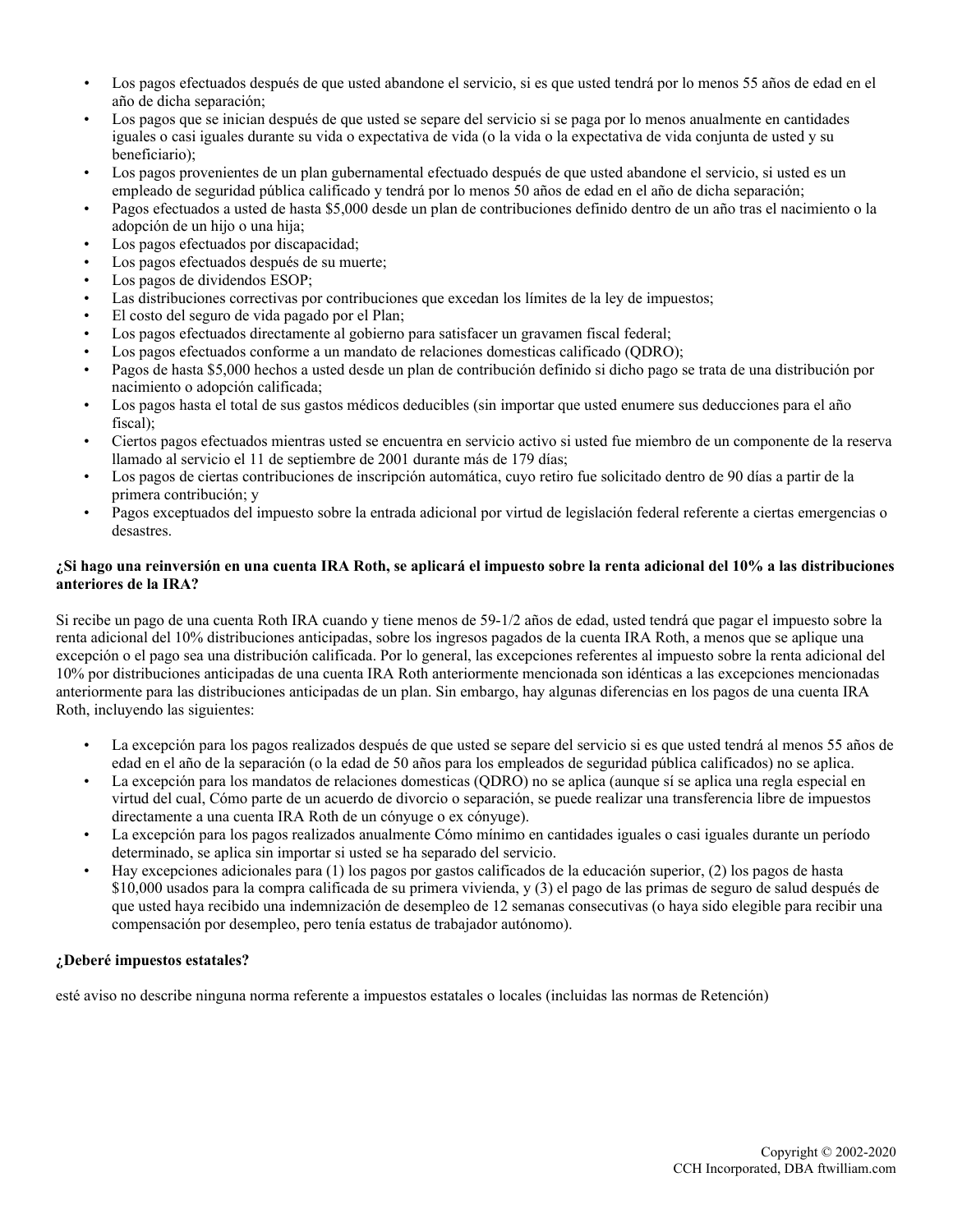- Los pagos efectuados después de que usted abandone el servicio, si es que usted tendrá por lo menos 55 años de edad en el año de dicha separación;
- Los pagos que se inician después de que usted se separe del servicio si se paga por lo menos anualmente en cantidades iguales o casi iguales durante su vida o expectativa de vida (o la vida o la expectativa de vida conjunta de usted y su beneficiario);
- Los pagos provenientes de un plan gubernamental efectuado después de que usted abandone el servicio, si usted es un empleado de seguridad pública calificado y tendrá por lo menos 50 años de edad en el año de dicha separación;
- Pagos efectuados a usted de hasta $5,000 desde un plan de contribuciones definido dentro de un año tras el nacimiento o la adopción de un hijo o una hija;
- Los pagos efectuados por discapacidad;
- Los pagos efectuados después de su muerte;
- Los pagos de dividendos ESOP;
- Las distribuciones correctivas por contribuciones que excedan los límites de la ley de impuestos;
- El costo del seguro de vida pagado por el Plan;
- Los pagos efectuados directamente al gobierno para satisfacer un gravamen fiscal federal;
- Los pagos efectuados conforme a un mandato de relaciones domesticas calificado (QDRO);
- Pagos de hasta $5,000 hechos a usted desde un plan de contribución definido si dicho pago se trata de una distribución por nacimiento o adopción calificada;
- Los pagos hasta el total de sus gastos médicos deducibles (sin importar que usted enumere sus deducciones para el año fiscal);
- Ciertos pagos efectuados mientras usted se encuentra en servicio activo si usted fue miembro de un componente de la reserva llamado al servicio el 11 de septiembre de 2001 durante más de 179 días;
- Los pagos de ciertas contribuciones de inscripción automática, cuyo retiro fue solicitado dentro de 90 días a partir de la primera contribución; y
- Pagos exceptuados del impuesto sobre la entrada adicional por virtud de legislación federal referente a ciertas emergencias o desastres.

**¿Si hago una reinversión en una cuenta IRA Roth, se aplicará el impuesto sobre la renta adicional del 10% a las distribuciones anteriores de la IRA?**

Si recibe un pago de una cuenta Roth IRA cuando y tiene menos de 59-1/2 años de edad, usted tendrá que pagar el impuesto sobre la renta adicional del 10% distribuciones anticipadas, sobre los ingresos pagados de la cuenta IRA Roth, a menos que se aplique una excepción o el pago sea una distribución calificada. Por lo general, las excepciones referentes al impuesto sobre la renta adicional del 10% por distribuciones anticipadas de una cuenta IRA Roth anteriormente mencionada son idénticas a las excepciones mencionadas anteriormente para las distribuciones anticipadas de un plan. Sin embargo, hay algunas diferencias en los pagos de una cuenta IRA Roth, incluyendo las siguientes:

- La excepción para los pagos realizados después de que usted se separe del servicio si es que usted tendrá al menos 55 años de edad en el año de la separación (o la edad de 50 años para los empleados de seguridad pública calificados) no se aplica.
- La excepción para los mandatos de relaciones domesticas (QDRO) no se aplica (aunque sí se aplica una regla especial en virtud del cual, Cómo parte de un acuerdo de divorcio o separación, se puede realizar una transferencia libre de impuestos directamente a una cuenta IRA Roth de un cónyuge o ex cónyuge).
- La excepción para los pagos realizados anualmente Cómo mínimo en cantidades iguales o casi iguales durante un período determinado, se aplica sin importar si usted se ha separado del servicio.
- Hay excepciones adicionales para (1) los pagos por gastos calificados de la educación superior, (2) los pagos de hasta $10,000 usados para la compra calificada de su primera vivienda, y (3) el pago de las primas de seguro de salud después de que usted haya recibido una indemnización de desempleo de 12 semanas consecutivas (o haya sido elegible para recibir una compensación por desempleo, pero tenía estatus de trabajador autónomo).

**¿Deberé impuestos estatales?**

esté aviso no describe ninguna norma referente a impuestos estatales o locales (incluidas las normas de Retención)

Copyright © 2002-2020
CCH Incorporated, DBA ftwilliam.com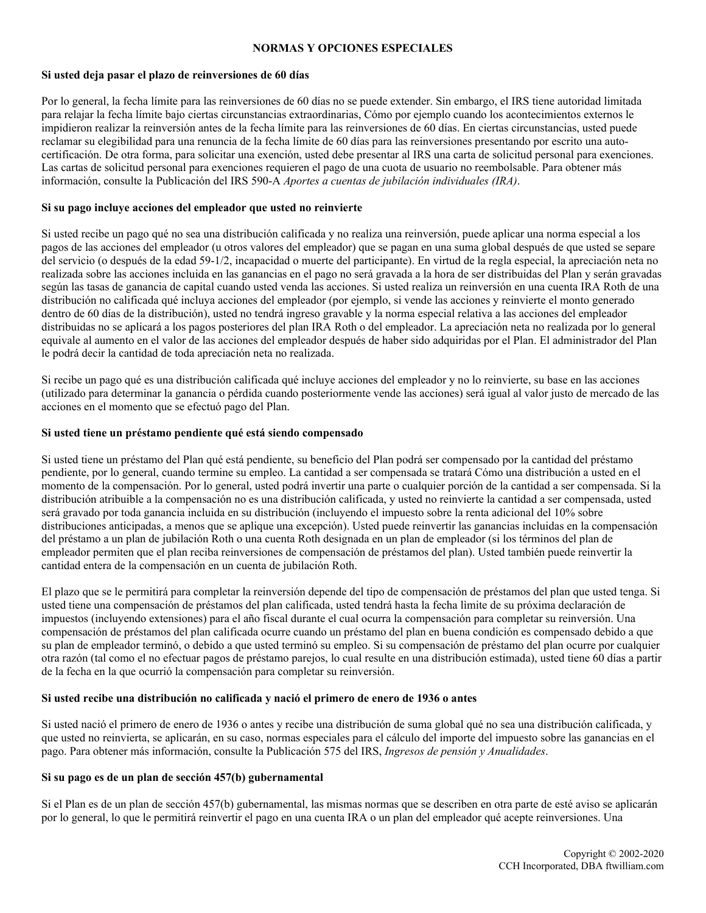## NORMAS Y OPCIONES ESPECIALES

**Si usted deja pasar el plazo de reinversiones de 60 días**

Por lo general, la fecha límite para las reinversiones de 60 días no se puede extender. Sin embargo, el IRS tiene autoridad limitada para relajar la fecha límite bajo ciertas circunstancias extraordinarias, Cómo por ejemplo cuando los acontecimientos externos le impidieron realizar la reinversión antes de la fecha límite para las reinversiones de 60 días. En ciertas circunstancias, usted puede reclamar su elegibilidad para una renuncia de la fecha límite de 60 días para las reinversiones presentando por escrito una auto-certificación. De otra forma, para solicitar una exención, usted debe presentar al IRS una carta de solicitud personal para exenciones. Las cartas de solicitud personal para exenciones requieren el pago de una cuota de usuario no reembolsable. Para obtener más información, consulte la Publicación del IRS 590-A *Aportes a cuentas de jubilación individuales (IRA)*.

**Si su pago incluye acciones del empleador que usted no reinvierte**

Si usted recibe un pago qué no sea una distribución calificada y no realiza una reinversión, puede aplicar una norma especial a los pagos de las acciones del empleador (u otros valores del empleador) que se pagan en una suma global después de que usted se separe del servicio (o después de la edad 59-1/2, incapacidad o muerte del participante). En virtud de la regla especial, la apreciación neta no realizada sobre las acciones incluida en las ganancias en el pago no será gravada a la hora de ser distribuidas del Plan y serán gravadas según las tasas de ganancia de capital cuando usted venda las acciones. Si usted realiza un reinversión en una cuenta IRA Roth de una distribución no calificada qué incluya acciones del empleador (por ejemplo, si vende las acciones y reinvierte el monto generado dentro de 60 días de la distribución), usted no tendrá ingreso gravable y la norma especial relativa a las acciones del empleador distribuidas no se aplicará a los pagos posteriores del plan IRA Roth o del empleador. La apreciación neta no realizada por lo general equivale al aumento en el valor de las acciones del empleador después de haber sido adquiridas por el Plan. El administrador del Plan le podrá decir la cantidad de toda apreciación neta no realizada.

Si recibe un pago qué es una distribución calificada qué incluye acciones del empleador y no lo reinvierte, su base en las acciones (utilizado para determinar la ganancia o pérdida cuando posteriormente vende las acciones) será igual al valor justo de mercado de las acciones en el momento que se efectuó pago del Plan.

**Si usted tiene un préstamo pendiente qué está siendo compensado**

Si usted tiene un préstamo del Plan qué está pendiente, su beneficio del Plan podrá ser compensado por la cantidad del préstamo pendiente, por lo general, cuando termine su empleo. La cantidad a ser compensada se tratará Cómo una distribución a usted en el momento de la compensación. Por lo general, usted podrá invertir una parte o cualquier porción de la cantidad a ser compensada. Si la distribución atribuible a la compensación no es una distribución calificada, y usted no reinvierte la cantidad a ser compensada, usted será gravado por toda ganancia incluida en su distribución (incluyendo el impuesto sobre la renta adicional del 10% sobre distribuciones anticipadas, a menos que se aplique una excepción). Usted puede reinvertir las ganancias incluidas en la compensación del préstamo a un plan de jubilación Roth o una cuenta Roth designada en un plan de empleador (si los términos del plan de empleador permiten que el plan reciba reinversiones de compensación de préstamos del plan). Usted también puede reinvertir la cantidad entera de la compensación en un cuenta de jubilación Roth.

El plazo que se le permitirá para completar la reinversión depende del tipo de compensación de préstamos del plan que usted tenga. Si usted tiene una compensación de préstamos del plan calificada, usted tendrá hasta la fecha límite de su próxima declaración de impuestos (incluyendo extensiones) para el año fiscal durante el cual ocurra la compensación para completar su reinversión. Una compensación de préstamos del plan calificada ocurre cuando un préstamo del plan en buena condición es compensado debido a que su plan de empleador terminó, o debido a que usted terminó su empleo. Si su compensación de préstamo del plan ocurre por cualquier otra razón (tal como el no efectuar pagos de préstamo parejos, lo cual resulte en una distribución estimada), usted tiene 60 días a partir de la fecha en la que ocurrió la compensación para completar su reinversión.

**Si usted recibe una distribución no calificada y nació el primero de enero de 1936 o antes**

Si usted nació el primero de enero de 1936 o antes y recibe una distribución de suma global qué no sea una distribución calificada, y que usted no reinvierta, se aplicarán, en su caso, normas especiales para el cálculo del importe del impuesto sobre las ganancias en el pago. Para obtener más información, consulte la Publicación 575 del IRS, *Ingresos de pensión y Anualidades*.

**Si su pago es de un plan de sección 457(b) gubernamental**

Si el Plan es de un plan de sección 457(b) gubernamental, las mismas normas que se describen en otra parte de esté aviso se aplicarán por lo general, lo que le permitirá reinvertir el pago en una cuenta IRA o un plan del empleador qué acepte reinversiones. Una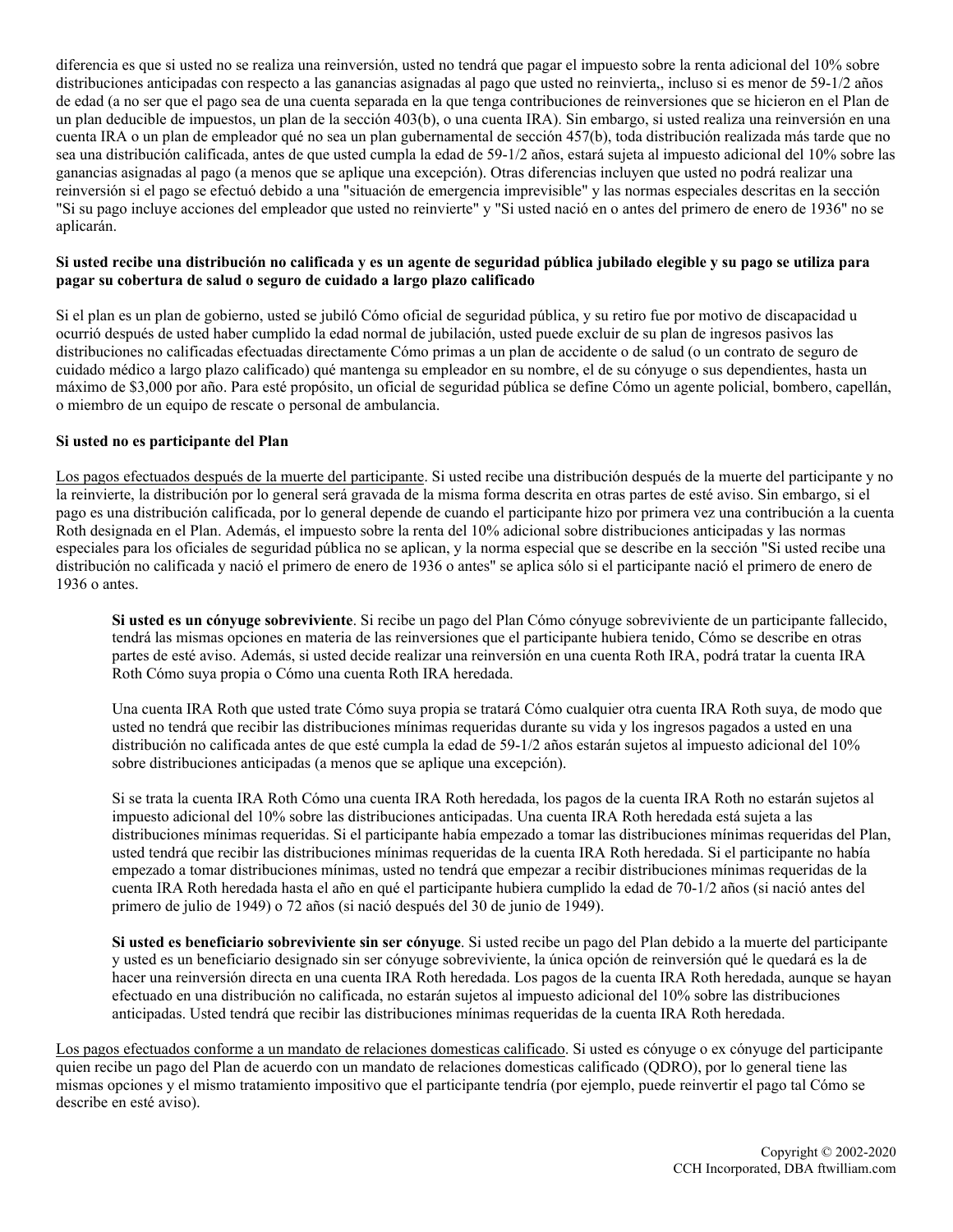diferencia es que si usted no se realiza una reinversión, usted no tendrá que pagar el impuesto sobre la renta adicional del 10% sobre distribuciones anticipadas con respecto a las ganancias asignadas al pago que usted no reinvierta,, incluso si es menor de 59-1/2 años de edad (a no ser que el pago sea de una cuenta separada en la que tenga contribuciones de reinversiones que se hicieron en el Plan de un plan deducible de impuestos, un plan de la sección 403(b), o una cuenta IRA). Sin embargo, si usted realiza una reinversión en una cuenta IRA o un plan de empleador qué no sea un plan gubernamental de sección 457(b), toda distribución realizada más tarde que no sea una distribución calificada, antes de que usted cumpla la edad de 59-1/2 años, estará sujeta al impuesto adicional del 10% sobre las ganancias asignadas al pago (a menos que se aplique una excepción). Otras diferencias incluyen que usted no podrá realizar una reinversión si el pago se efectuó debido a una "situación de emergencia imprevisible" y las normas especiales descritas en la sección "Si su pago incluye acciones del empleador que usted no reinvierte" y "Si usted nació en o antes del primero de enero de 1936" no se aplicarán.

**Si usted recibe una distribución no calificada y es un agente de seguridad pública jubilado elegible y su pago se utiliza para pagar su cobertura de salud o seguro de cuidado a largo plazo calificado**

Si el plan es un plan de gobierno, usted se jubiló Cómo oficial de seguridad pública, y su retiro fue por motivo de discapacidad u ocurrió después de usted haber cumplido la edad normal de jubilación, usted puede excluir de su plan de ingresos pasivos las distribuciones no calificadas efectuadas directamente Cómo primas a un plan de accidente o de salud (o un contrato de seguro de cuidado médico a largo plazo calificado) qué mantenga su empleador en su nombre, el de su cónyuge o sus dependientes, hasta un máximo de $3,000 por año. Para esté propósito, un oficial de seguridad pública se define Cómo un agente policial, bombero, capellán, o miembro de un equipo de rescate o personal de ambulancia.

**Si usted no es participante del Plan**

Los pagos efectuados después de la muerte del participante. Si usted recibe una distribución después de la muerte del participante y no la reinvierte, la distribución por lo general será gravada de la misma forma descrita en otras partes de esté aviso. Sin embargo, si el pago es una distribución calificada, por lo general depende de cuando el participante hizo por primera vez una contribución a la cuenta Roth designada en el Plan. Además, el impuesto sobre la renta del 10% adicional sobre distribuciones anticipadas y las normas especiales para los oficiales de seguridad pública no se aplican, y la norma especial que se describe en la sección "Si usted recibe una distribución no calificada y nació el primero de enero de 1936 o antes" se aplica sólo si el participante nació el primero de enero de 1936 o antes.

> **Si usted es un cónyuge sobreviviente**. Si recibe un pago del Plan Cómo cónyuge sobreviviente de un participante fallecido, tendrá las mismas opciones en materia de las reinversiones que el participante hubiera tenido, Cómo se describe en otras partes de esté aviso. Además, si usted decide realizar una reinversión en una cuenta Roth IRA, podrá tratar la cuenta IRA Roth Cómo suya propia o Cómo una cuenta Roth IRA heredada.
>
> Una cuenta IRA Roth que usted trate Cómo suya propia se tratará Cómo cualquier otra cuenta IRA Roth suya, de modo que usted no tendrá que recibir las distribuciones mínimas requeridas durante su vida y los ingresos pagados a usted en una distribución no calificada antes de que esté cumpla la edad de 59-1/2 años estarán sujetos al impuesto adicional del 10% sobre distribuciones anticipadas (a menos que se aplique una excepción).
>
> Si se trata la cuenta IRA Roth Cómo una cuenta IRA Roth heredada, los pagos de la cuenta IRA Roth no estarán sujetos al impuesto adicional del 10% sobre las distribuciones anticipadas. Una cuenta IRA Roth heredada está sujeta a las distribuciones mínimas requeridas. Si el participante había empezado a tomar las distribuciones mínimas requeridas del Plan, usted tendrá que recibir las distribuciones mínimas requeridas de la cuenta IRA Roth heredada. Si el participante no había empezado a tomar distribuciones mínimas, usted no tendrá que empezar a recibir distribuciones mínimas requeridas de la cuenta IRA Roth heredada hasta el año en qué el participante hubiera cumplido la edad de 70-1/2 años (si nació antes del primero de julio de 1949) o 72 años (si nació después del 30 de junio de 1949).
>
> **Si usted es beneficiario sobreviviente sin ser cónyuge**. Si usted recibe un pago del Plan debido a la muerte del participante y usted es un beneficiario designado sin ser cónyuge sobreviviente, la única opción de reinversión qué le quedará es la de hacer una reinversión directa en una cuenta IRA Roth heredada. Los pagos de la cuenta IRA Roth heredada, aunque se hayan efectuado en una distribución no calificada, no estarán sujetos al impuesto adicional del 10% sobre las distribuciones anticipadas. Usted tendrá que recibir las distribuciones mínimas requeridas de la cuenta IRA Roth heredada.

Los pagos efectuados conforme a un mandato de relaciones domesticas calificado. Si usted es cónyuge o ex cónyuge del participante quien recibe un pago del Plan de acuerdo con un mandato de relaciones domesticas calificado (QDRO), por lo general tiene las mismas opciones y el mismo tratamiento impositivo que el participante tendría (por ejemplo, puede reinvertir el pago tal Cómo se describe en esté aviso).

Copyright © 2002-2020
CCH Incorporated, DBA ftwilliam.com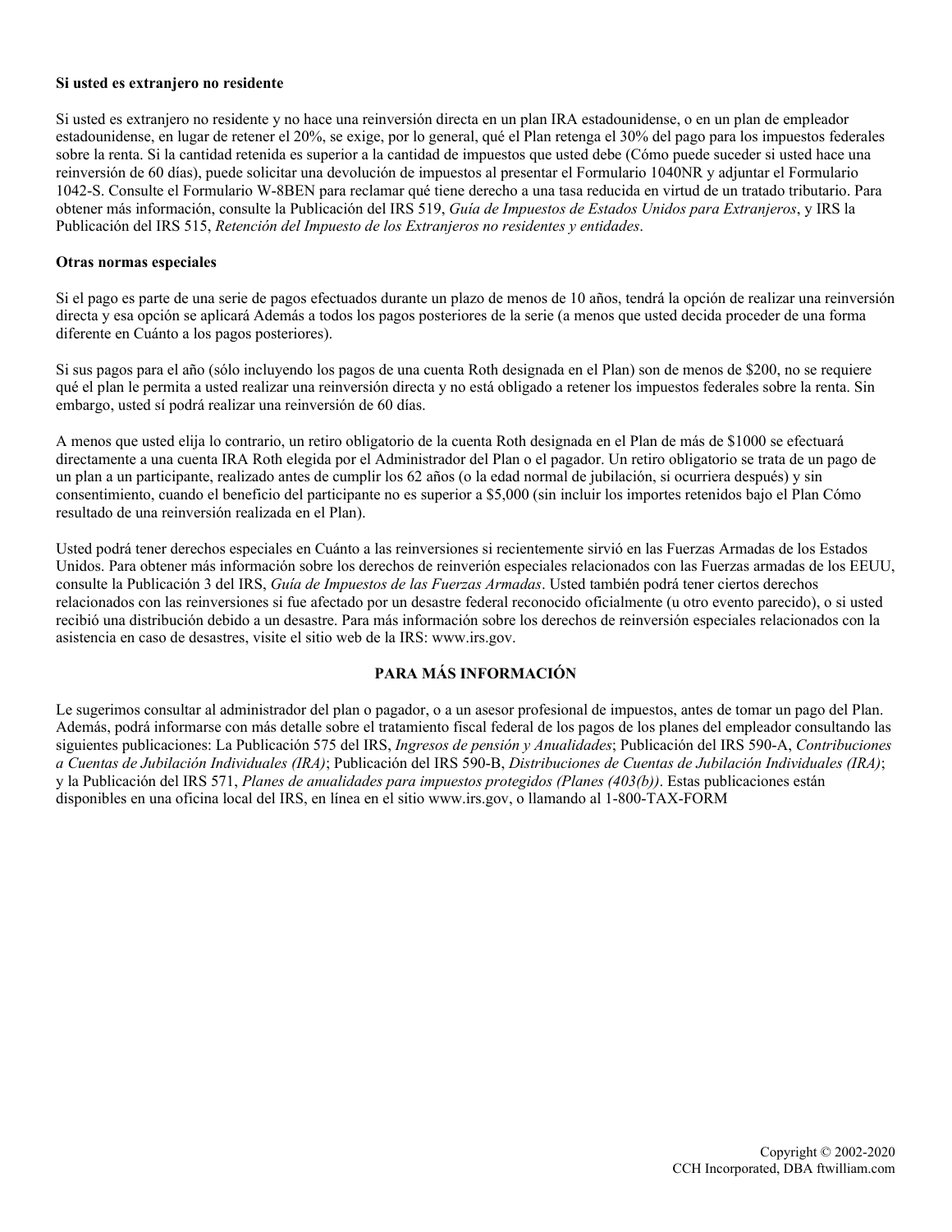**Si usted es extranjero no residente**

Si usted es extranjero no residente y no hace una reinversión directa en un plan IRA estadounidense, o en un plan de empleador estadounidense, en lugar de retener el 20%, se exige, por lo general, qué el Plan retenga el 30% del pago para los impuestos federales sobre la renta. Si la cantidad retenida es superior a la cantidad de impuestos que usted debe (Cómo puede suceder si usted hace una reinversión de 60 días), puede solicitar una devolución de impuestos al presentar el Formulario 1040NR y adjuntar el Formulario 1042-S. Consulte el Formulario W-8BEN para reclamar qué tiene derecho a una tasa reducida en virtud de un tratado tributario. Para obtener más información, consulte la Publicación del IRS 519, *Guía de Impuestos de Estados Unidos para Extranjeros*, y IRS la Publicación del IRS 515, *Retención del Impuesto de los Extranjeros no residentes y entidades*.

**Otras normas especiales**

Si el pago es parte de una serie de pagos efectuados durante un plazo de menos de 10 años, tendrá la opción de realizar una reinversión directa y esa opción se aplicará Además a todos los pagos posteriores de la serie (a menos que usted decida proceder de una forma diferente en Cuánto a los pagos posteriores).

Si sus pagos para el año (sólo incluyendo los pagos de una cuenta Roth designada en el Plan) son de menos de $200, no se requiere qué el plan le permita a usted realizar una reinversión directa y no está obligado a retener los impuestos federales sobre la renta. Sin embargo, usted sí podrá realizar una reinversión de 60 días.

A menos que usted elija lo contrario, un retiro obligatorio de la cuenta Roth designada en el Plan de más de $1000 se efectuará directamente a una cuenta IRA Roth elegida por el Administrador del Plan o el pagador. Un retiro obligatorio se trata de un pago de un plan a un participante, realizado antes de cumplir los 62 años (o la edad normal de jubilación, si ocurriera después) y sin consentimiento, cuando el beneficio del participante no es superior a $5,000 (sin incluir los importes retenidos bajo el Plan Cómo resultado de una reinversión realizada en el Plan).

Usted podrá tener derechos especiales en Cuánto a las reinversiones si recientemente sirvió en las Fuerzas Armadas de los Estados Unidos. Para obtener más información sobre los derechos de reinverión especiales relacionados con las Fuerzas armadas de los EEUU, consulte la Publicación 3 del IRS, *Guía de Impuestos de las Fuerzas Armadas*. Usted también podrá tener ciertos derechos relacionados con las reinversiones si fue afectado por un desastre federal reconocido oficialmente (u otro evento parecido), o si usted recibió una distribución debido a un desastre. Para más información sobre los derechos de reinversión especiales relacionados con la asistencia en caso de desastres, visite el sitio web de la IRS: www.irs.gov.

## PARA MÁS INFORMACIÓN

Le sugerimos consultar al administrador del plan o pagador, o a un asesor profesional de impuestos, antes de tomar un pago del Plan. Además, podrá informarse con más detalle sobre el tratamiento fiscal federal de los pagos de los planes del empleador consultando las siguientes publicaciones: La Publicación 575 del IRS, *Ingresos de pensión y Anualidades*; Publicación del IRS 590-A, *Contribuciones a Cuentas de Jubilación Individuales (IRA)*; Publicación del IRS 590-B, *Distribuciones de Cuentas de Jubilación Individuales (IRA)*; y la Publicación del IRS 571, *Planes de anualidades para impuestos protegidos (Planes (403(b))*. Estas publicaciones están disponibles en una oficina local del IRS, en línea en el sitio www.irs.gov, o llamando al 1-800-TAX-FORM

Copyright © 2002-2020
CCH Incorporated, DBA ftwilliam.com